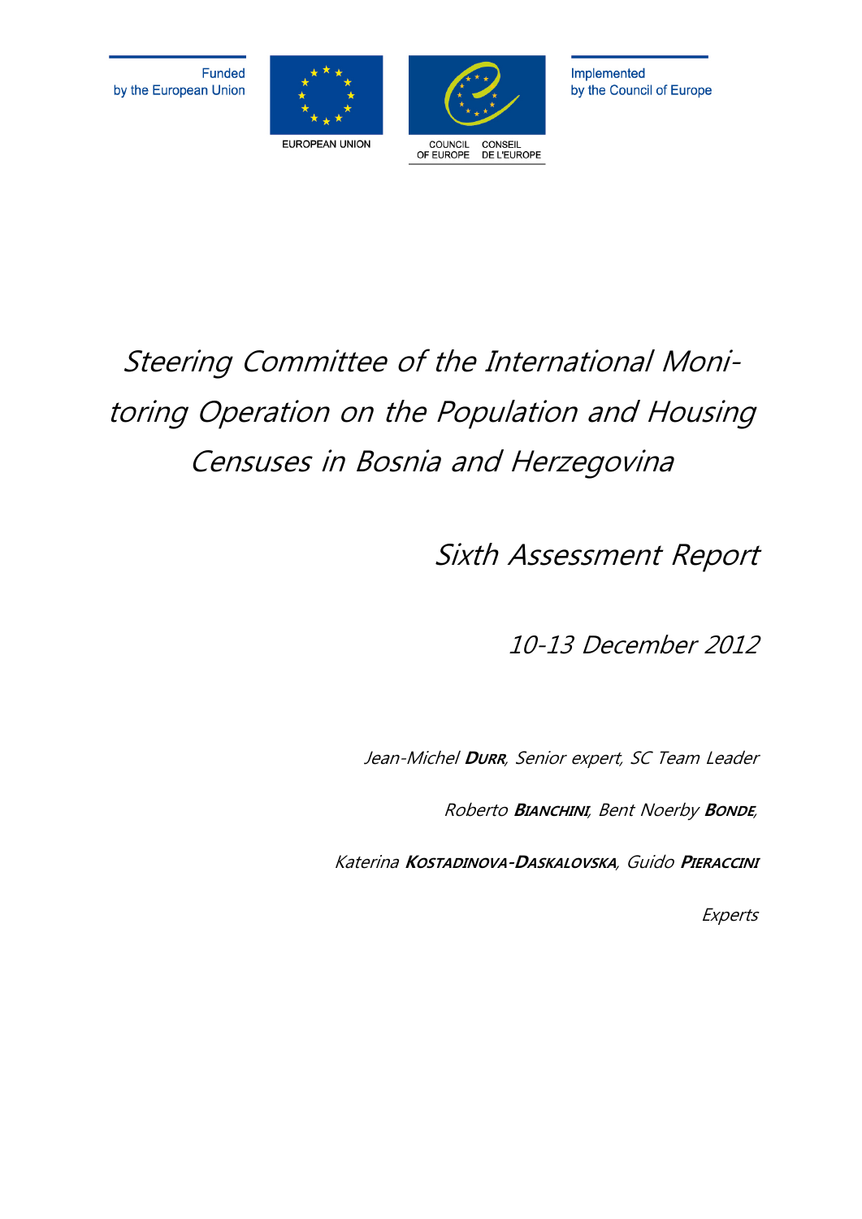Funded by the European Union

EUROPEAN UNION

COUNCIL OF EUROPE — CONSEIL DE L'EUROPE

Implemented by the Council of Europe

# *Steering Committee of the International Monitoring Operation on the Population and Housing Censuses in Bosnia and Herzegovina*

## *Sixth Assessment Report*

*10-13 December 2012*

*Jean-Michel* ***Durr****, Senior expert, SC Team Leader*

*Roberto* ***Bianchini****, Bent Noerby* ***Bonde****,*

*Katerina* ***Kostadinova-Daskalovska****, Guido* ***Pieraccini***

*Experts*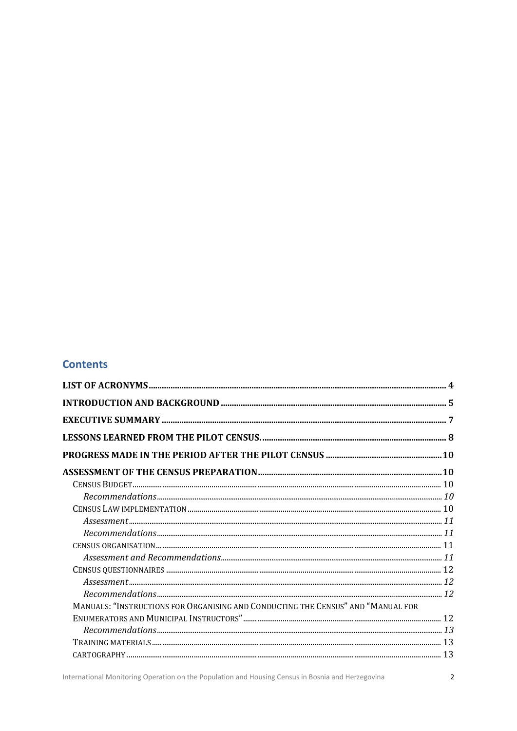## Contents

- **LIST OF ACRONYMS** ..... 4
- **INTRODUCTION AND BACKGROUND** ..... 5
- **EXECUTIVE SUMMARY** ..... 7
- **LESSONS LEARNED FROM THE PILOT CENSUS.** ..... 8
- **PROGRESS MADE IN THE PERIOD AFTER THE PILOT CENSUS** ..... 10
- **ASSESSMENT OF THE CENSUS PREPARATION** ..... 10
  - CENSUS BUDGET ..... 10
    - *Recommendations* ..... *10*
  - CENSUS LAW IMPLEMENTATION ..... 10
    - *Assessment* ..... *11*
    - *Recommendations* ..... *11*
  - CENSUS ORGANISATION ..... 11
    - *Assessment and Recommendations* ..... *11*
  - CENSUS QUESTIONNAIRES ..... 12
    - *Assessment* ..... *12*
    - *Recommendations* ..... *12*
  - MANUALS: "INSTRUCTIONS FOR ORGANISING AND CONDUCTING THE CENSUS" AND "MANUAL FOR ENUMERATORS AND MUNICIPAL INSTRUCTORS" ..... 12
    - *Recommendations* ..... *13*
  - TRAINING MATERIALS ..... 13
  - CARTOGRAPHY ..... 13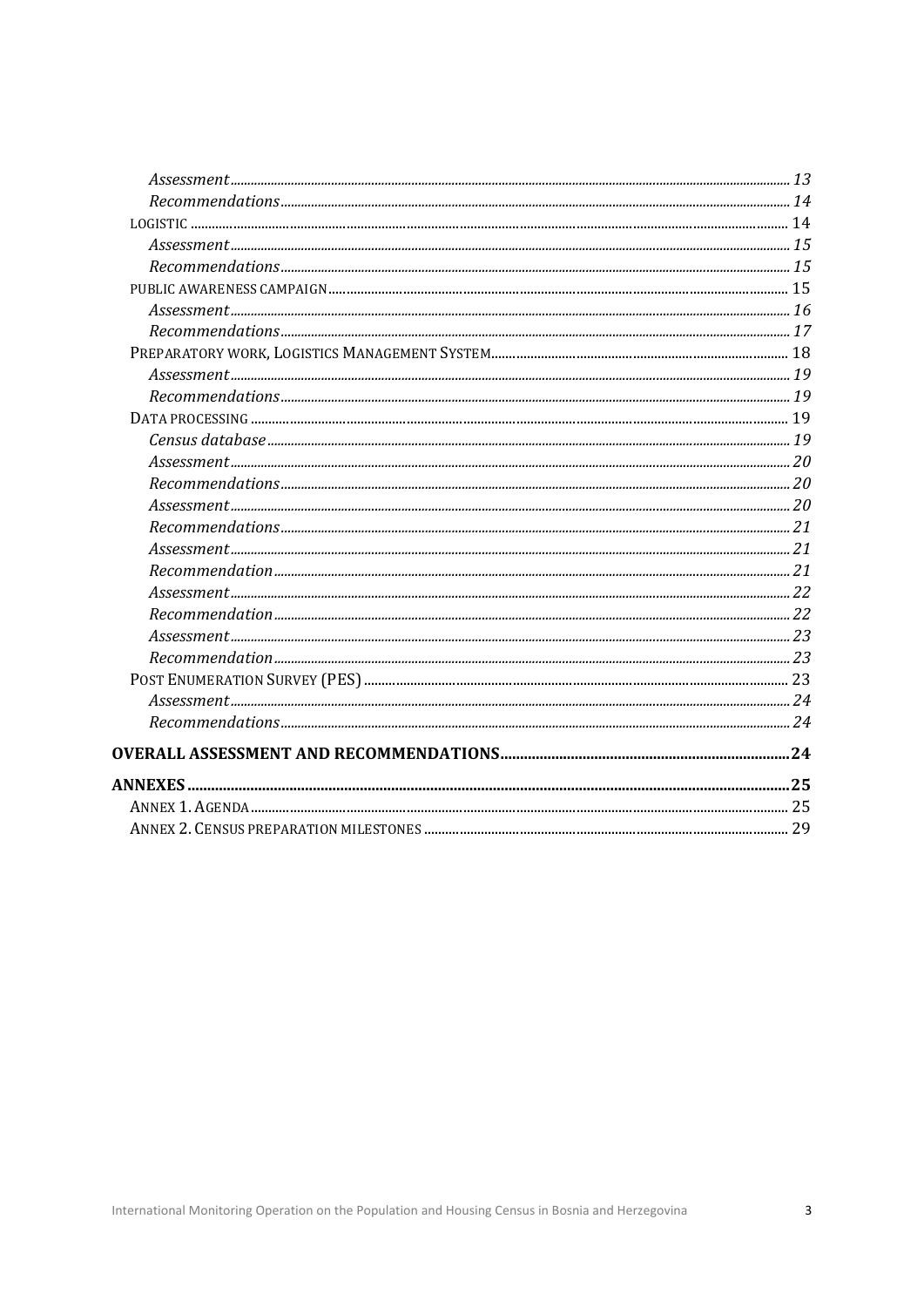*Assessment* ........ 13
*Recommendations* ........ 14
LOGISTIC ........ 14
*Assessment* ........ 15
*Recommendations* ........ 15
PUBLIC AWARENESS CAMPAIGN ........ 15
*Assessment* ........ 16
*Recommendations* ........ 17
PREPARATORY WORK, LOGISTICS MANAGEMENT SYSTEM ........ 18
*Assessment* ........ 19
*Recommendations* ........ 19
DATA PROCESSING ........ 19
*Census database* ........ 19
*Assessment* ........ 20
*Recommendations* ........ 20
*Assessment* ........ 20
*Recommendations* ........ 21
*Assessment* ........ 21
*Recommendation* ........ 21
*Assessment* ........ 22
*Recommendation* ........ 22
*Assessment* ........ 23
*Recommendation* ........ 23
POST ENUMERATION SURVEY (PES) ........ 23
*Assessment* ........ 24
*Recommendations* ........ 24

**OVERALL ASSESSMENT AND RECOMMENDATIONS ........ 24**

**ANNEXES ........ 25**

ANNEX 1. AGENDA ........ 25
ANNEX 2. CENSUS PREPARATION MILESTONES ........ 29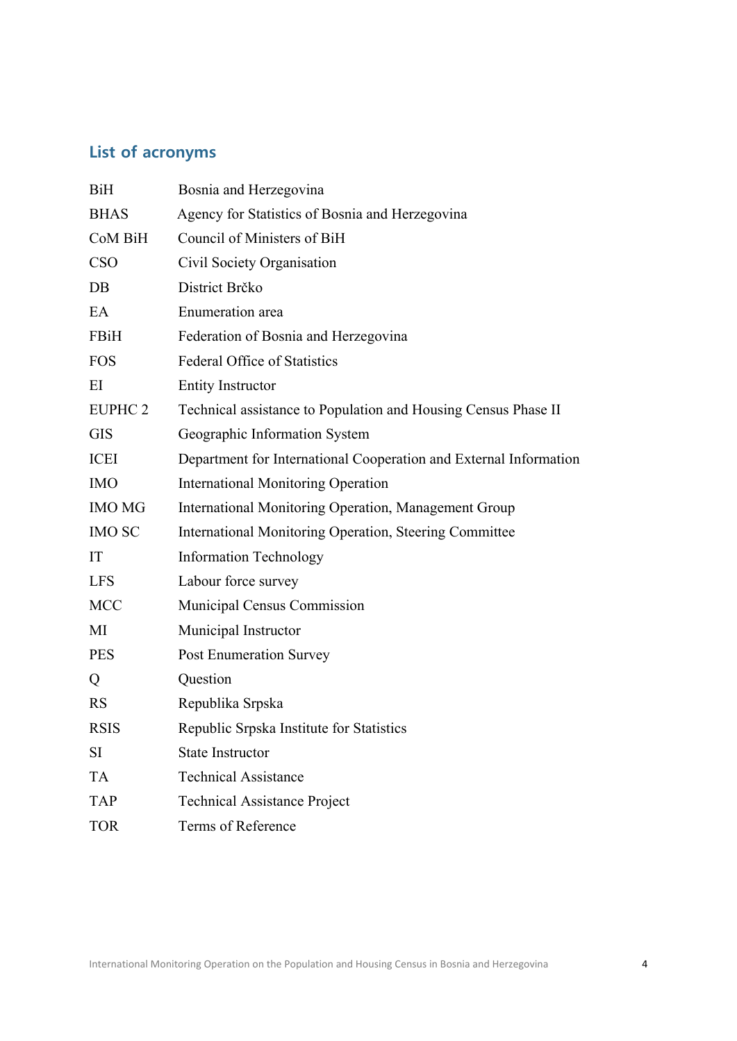## List of acronyms

| | |
|---|---|
| BiH | Bosnia and Herzegovina |
| BHAS | Agency for Statistics of Bosnia and Herzegovina |
| CoM BiH | Council of Ministers of BiH |
| CSO | Civil Society Organisation |
| DB | District Brčko |
| EA | Enumeration area |
| FBiH | Federation of Bosnia and Herzegovina |
| FOS | Federal Office of Statistics |
| EI | Entity Instructor |
| EUPHC 2 | Technical assistance to Population and Housing Census Phase II |
| GIS | Geographic Information System |
| ICEI | Department for International Cooperation and External Information |
| IMO | International Monitoring Operation |
| IMO MG | International Monitoring Operation, Management Group |
| IMO SC | International Monitoring Operation, Steering Committee |
| IT | Information Technology |
| LFS | Labour force survey |
| MCC | Municipal Census Commission |
| MI | Municipal Instructor |
| PES | Post Enumeration Survey |
| Q | Question |
| RS | Republika Srpska |
| RSIS | Republic Srpska Institute for Statistics |
| SI | State Instructor |
| TA | Technical Assistance |
| TAP | Technical Assistance Project |
| TOR | Terms of Reference |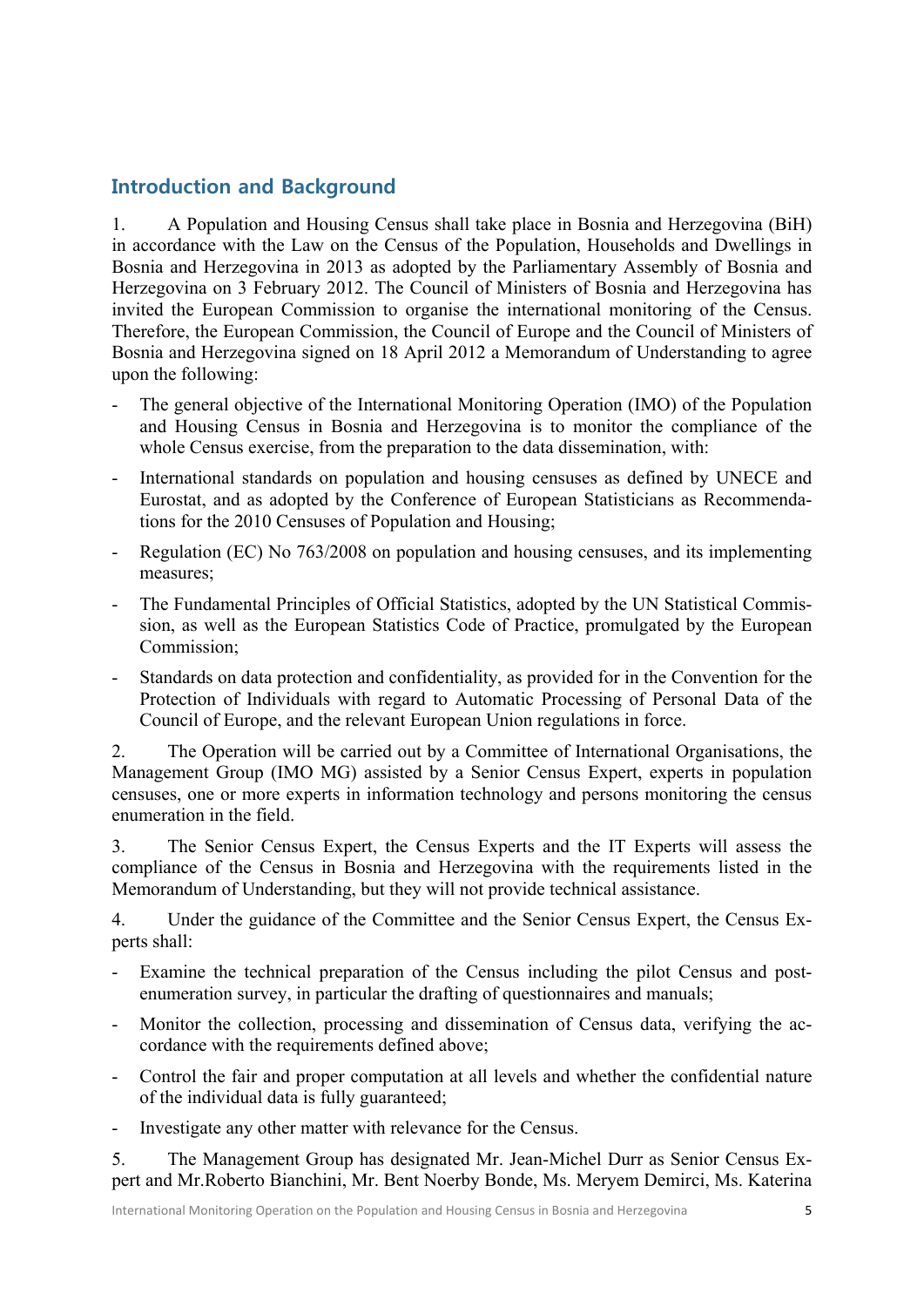## Introduction and Background

1. A Population and Housing Census shall take place in Bosnia and Herzegovina (BiH) in accordance with the Law on the Census of the Population, Households and Dwellings in Bosnia and Herzegovina in 2013 as adopted by the Parliamentary Assembly of Bosnia and Herzegovina on 3 February 2012. The Council of Ministers of Bosnia and Herzegovina has invited the European Commission to organise the international monitoring of the Census. Therefore, the European Commission, the Council of Europe and the Council of Ministers of Bosnia and Herzegovina signed on 18 April 2012 a Memorandum of Understanding to agree upon the following:

- The general objective of the International Monitoring Operation (IMO) of the Population and Housing Census in Bosnia and Herzegovina is to monitor the compliance of the whole Census exercise, from the preparation to the data dissemination, with:
- International standards on population and housing censuses as defined by UNECE and Eurostat, and as adopted by the Conference of European Statisticians as Recommendations for the 2010 Censuses of Population and Housing;
- Regulation (EC) No 763/2008 on population and housing censuses, and its implementing measures;
- The Fundamental Principles of Official Statistics, adopted by the UN Statistical Commission, as well as the European Statistics Code of Practice, promulgated by the European Commission;
- Standards on data protection and confidentiality, as provided for in the Convention for the Protection of Individuals with regard to Automatic Processing of Personal Data of the Council of Europe, and the relevant European Union regulations in force.

2. The Operation will be carried out by a Committee of International Organisations, the Management Group (IMO MG) assisted by a Senior Census Expert, experts in population censuses, one or more experts in information technology and persons monitoring the census enumeration in the field.

3. The Senior Census Expert, the Census Experts and the IT Experts will assess the compliance of the Census in Bosnia and Herzegovina with the requirements listed in the Memorandum of Understanding, but they will not provide technical assistance.

4. Under the guidance of the Committee and the Senior Census Expert, the Census Experts shall:

- Examine the technical preparation of the Census including the pilot Census and post-enumeration survey, in particular the drafting of questionnaires and manuals;
- Monitor the collection, processing and dissemination of Census data, verifying the accordance with the requirements defined above;
- Control the fair and proper computation at all levels and whether the confidential nature of the individual data is fully guaranteed;
- Investigate any other matter with relevance for the Census.

5. The Management Group has designated Mr. Jean-Michel Durr as Senior Census Expert and Mr.Roberto Bianchini, Mr. Bent Noerby Bonde, Ms. Meryem Demirci, Ms. Katerina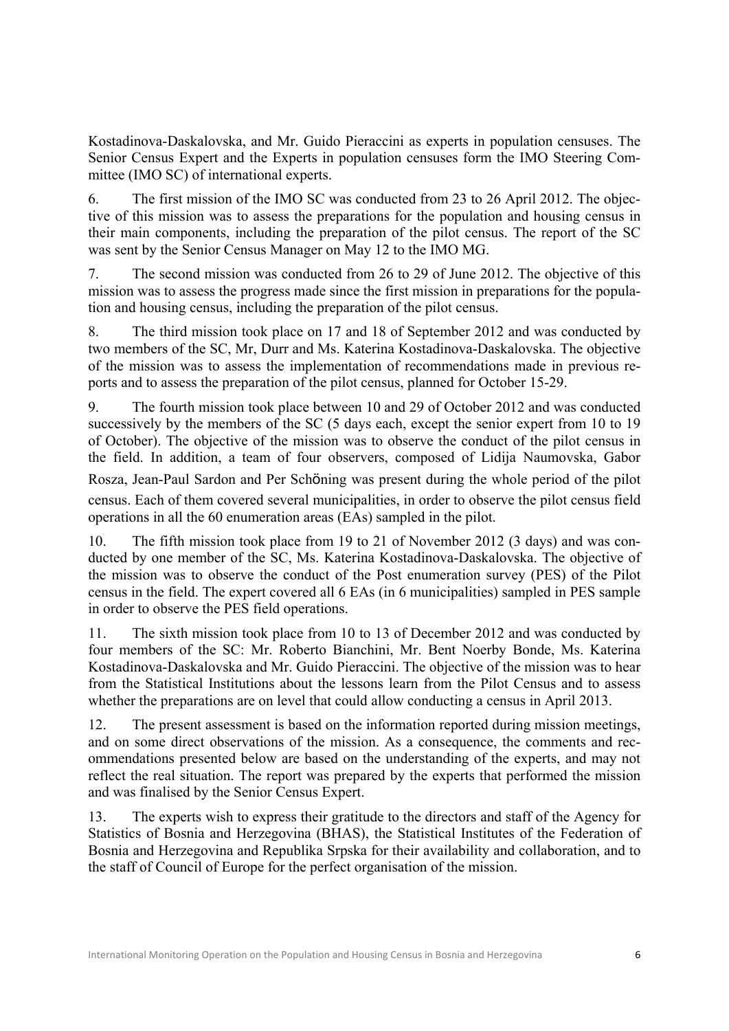Kostadinova-Daskalovska, and Mr. Guido Pieraccini as experts in population censuses. The Senior Census Expert and the Experts in population censuses form the IMO Steering Committee (IMO SC) of international experts.

6. The first mission of the IMO SC was conducted from 23 to 26 April 2012. The objective of this mission was to assess the preparations for the population and housing census in their main components, including the preparation of the pilot census. The report of the SC was sent by the Senior Census Manager on May 12 to the IMO MG.

7. The second mission was conducted from 26 to 29 of June 2012. The objective of this mission was to assess the progress made since the first mission in preparations for the population and housing census, including the preparation of the pilot census.

8. The third mission took place on 17 and 18 of September 2012 and was conducted by two members of the SC, Mr, Durr and Ms. Katerina Kostadinova-Daskalovska. The objective of the mission was to assess the implementation of recommendations made in previous reports and to assess the preparation of the pilot census, planned for October 15-29.

9. The fourth mission took place between 10 and 29 of October 2012 and was conducted successively by the members of the SC (5 days each, except the senior expert from 10 to 19 of October). The objective of the mission was to observe the conduct of the pilot census in the field. In addition, a team of four observers, composed of Lidija Naumovska, Gabor Rosza, Jean-Paul Sardon and Per Schöning was present during the whole period of the pilot census. Each of them covered several municipalities, in order to observe the pilot census field operations in all the 60 enumeration areas (EAs) sampled in the pilot.

10. The fifth mission took place from 19 to 21 of November 2012 (3 days) and was conducted by one member of the SC, Ms. Katerina Kostadinova-Daskalovska. The objective of the mission was to observe the conduct of the Post enumeration survey (PES) of the Pilot census in the field. The expert covered all 6 EAs (in 6 municipalities) sampled in PES sample in order to observe the PES field operations.

11. The sixth mission took place from 10 to 13 of December 2012 and was conducted by four members of the SC: Mr. Roberto Bianchini, Mr. Bent Noerby Bonde, Ms. Katerina Kostadinova-Daskalovska and Mr. Guido Pieraccini. The objective of the mission was to hear from the Statistical Institutions about the lessons learn from the Pilot Census and to assess whether the preparations are on level that could allow conducting a census in April 2013.

12. The present assessment is based on the information reported during mission meetings, and on some direct observations of the mission. As a consequence, the comments and recommendations presented below are based on the understanding of the experts, and may not reflect the real situation. The report was prepared by the experts that performed the mission and was finalised by the Senior Census Expert.

13. The experts wish to express their gratitude to the directors and staff of the Agency for Statistics of Bosnia and Herzegovina (BHAS), the Statistical Institutes of the Federation of Bosnia and Herzegovina and Republika Srpska for their availability and collaboration, and to the staff of Council of Europe for the perfect organisation of the mission.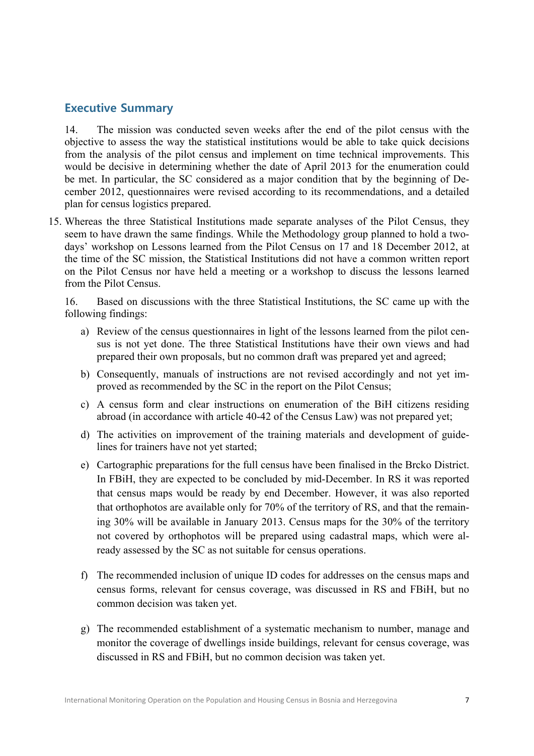## Executive Summary

14. The mission was conducted seven weeks after the end of the pilot census with the objective to assess the way the statistical institutions would be able to take quick decisions from the analysis of the pilot census and implement on time technical improvements. This would be decisive in determining whether the date of April 2013 for the enumeration could be met. In particular, the SC considered as a major condition that by the beginning of December 2012, questionnaires were revised according to its recommendations, and a detailed plan for census logistics prepared.

15. Whereas the three Statistical Institutions made separate analyses of the Pilot Census, they seem to have drawn the same findings. While the Methodology group planned to hold a two-days' workshop on Lessons learned from the Pilot Census on 17 and 18 December 2012, at the time of the SC mission, the Statistical Institutions did not have a common written report on the Pilot Census nor have held a meeting or a workshop to discuss the lessons learned from the Pilot Census.

16. Based on discussions with the three Statistical Institutions, the SC came up with the following findings:

a) Review of the census questionnaires in light of the lessons learned from the pilot census is not yet done. The three Statistical Institutions have their own views and had prepared their own proposals, but no common draft was prepared yet and agreed;

b) Consequently, manuals of instructions are not revised accordingly and not yet improved as recommended by the SC in the report on the Pilot Census;

c) A census form and clear instructions on enumeration of the BiH citizens residing abroad (in accordance with article 40-42 of the Census Law) was not prepared yet;

d) The activities on improvement of the training materials and development of guidelines for trainers have not yet started;

e) Cartographic preparations for the full census have been finalised in the Brcko District. In FBiH, they are expected to be concluded by mid-December. In RS it was reported that census maps would be ready by end December. However, it was also reported that orthophotos are available only for 70% of the territory of RS, and that the remaining 30% will be available in January 2013. Census maps for the 30% of the territory not covered by orthophotos will be prepared using cadastral maps, which were already assessed by the SC as not suitable for census operations.

f) The recommended inclusion of unique ID codes for addresses on the census maps and census forms, relevant for census coverage, was discussed in RS and FBiH, but no common decision was taken yet.

g) The recommended establishment of a systematic mechanism to number, manage and monitor the coverage of dwellings inside buildings, relevant for census coverage, was discussed in RS and FBiH, but no common decision was taken yet.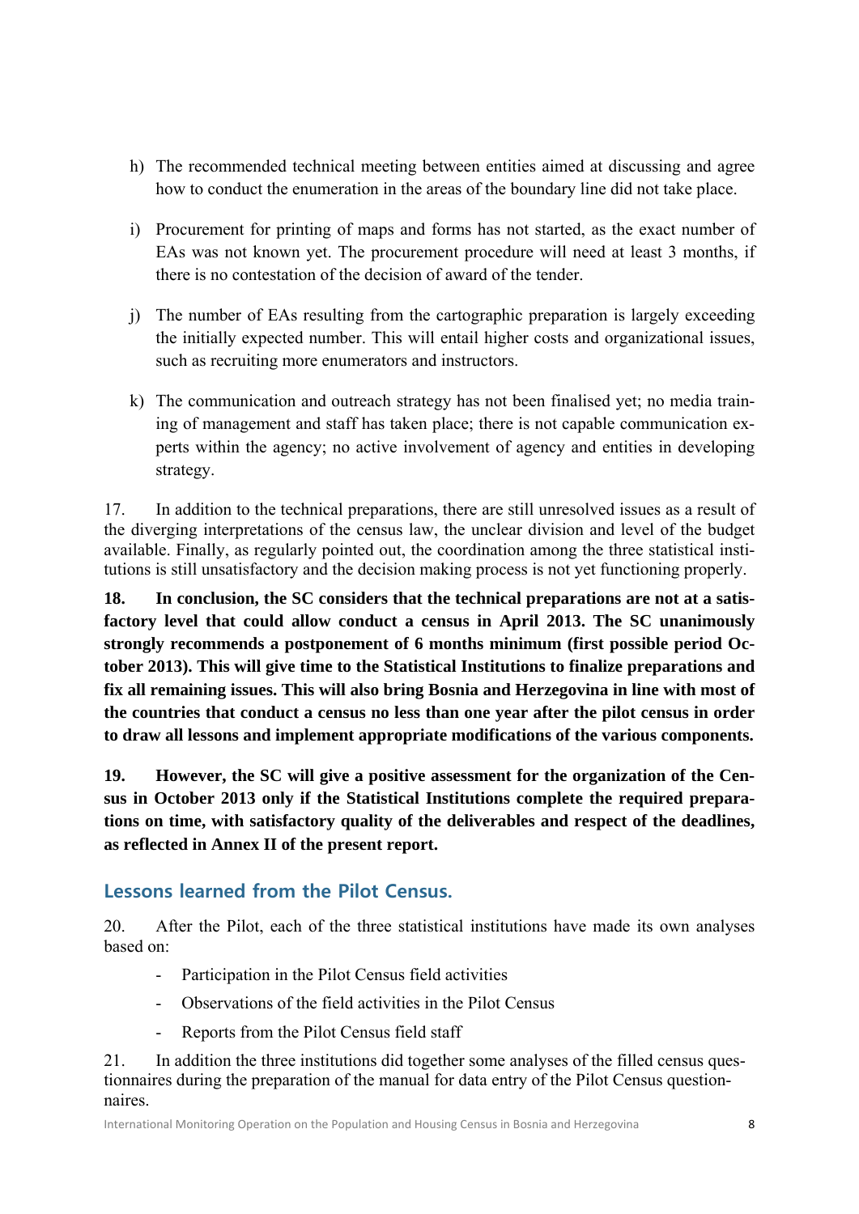h) The recommended technical meeting between entities aimed at discussing and agree how to conduct the enumeration in the areas of the boundary line did not take place.

i) Procurement for printing of maps and forms has not started, as the exact number of EAs was not known yet. The procurement procedure will need at least 3 months, if there is no contestation of the decision of award of the tender.

j) The number of EAs resulting from the cartographic preparation is largely exceeding the initially expected number. This will entail higher costs and organizational issues, such as recruiting more enumerators and instructors.

k) The communication and outreach strategy has not been finalised yet; no media training of management and staff has taken place; there is not capable communication experts within the agency; no active involvement of agency and entities in developing strategy.

17. In addition to the technical preparations, there are still unresolved issues as a result of the diverging interpretations of the census law, the unclear division and level of the budget available. Finally, as regularly pointed out, the coordination among the three statistical institutions is still unsatisfactory and the decision making process is not yet functioning properly.

**18. In conclusion, the SC considers that the technical preparations are not at a satisfactory level that could allow conduct a census in April 2013. The SC unanimously strongly recommends a postponement of 6 months minimum (first possible period October 2013). This will give time to the Statistical Institutions to finalize preparations and fix all remaining issues. This will also bring Bosnia and Herzegovina in line with most of the countries that conduct a census no less than one year after the pilot census in order to draw all lessons and implement appropriate modifications of the various components.**

**19. However, the SC will give a positive assessment for the organization of the Census in October 2013 only if the Statistical Institutions complete the required preparations on time, with satisfactory quality of the deliverables and respect of the deadlines, as reflected in Annex II of the present report.**

## Lessons learned from the Pilot Census.

20. After the Pilot, each of the three statistical institutions have made its own analyses based on:

- Participation in the Pilot Census field activities
- Observations of the field activities in the Pilot Census
- Reports from the Pilot Census field staff

21. In addition the three institutions did together some analyses of the filled census questionnaires during the preparation of the manual for data entry of the Pilot Census questionnaires.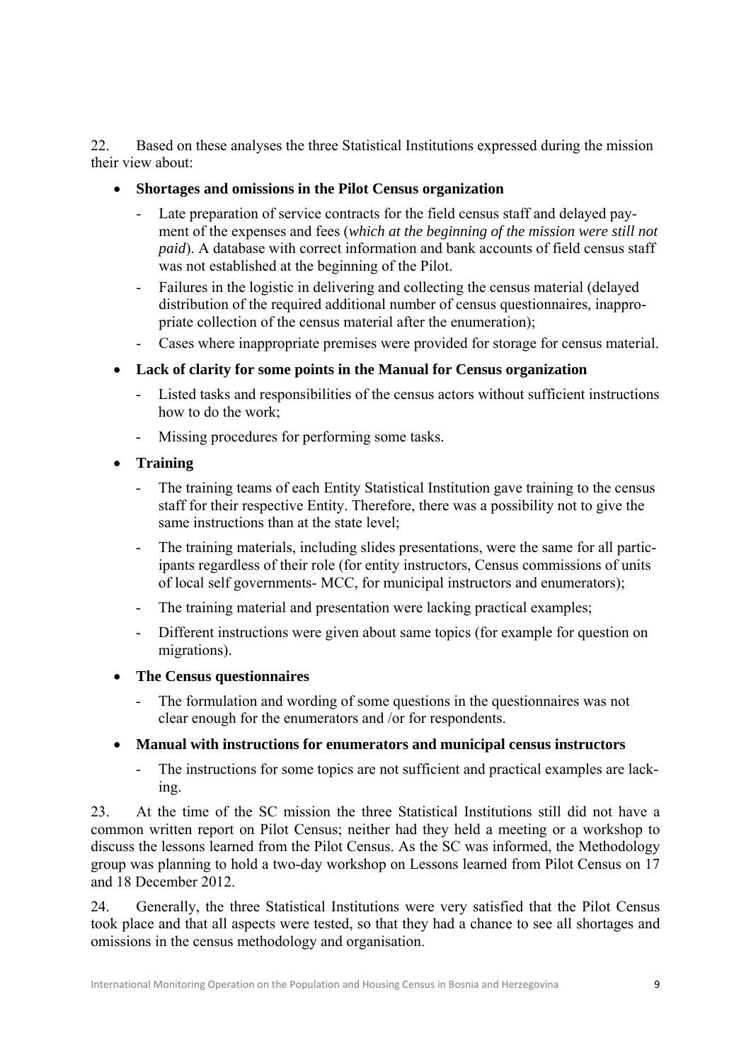22. Based on these analyses the three Statistical Institutions expressed during the mission their view about:

- **Shortages and omissions in the Pilot Census organization**
  - Late preparation of service contracts for the field census staff and delayed payment of the expenses and fees (*which at the beginning of the mission were still not paid*). A database with correct information and bank accounts of field census staff was not established at the beginning of the Pilot.
  - Failures in the logistic in delivering and collecting the census material (delayed distribution of the required additional number of census questionnaires, inappropriate collection of the census material after the enumeration);
  - Cases where inappropriate premises were provided for storage for census material.
- **Lack of clarity for some points in the Manual for Census organization**
  - Listed tasks and responsibilities of the census actors without sufficient instructions how to do the work;
  - Missing procedures for performing some tasks.
- **Training**
  - The training teams of each Entity Statistical Institution gave training to the census staff for their respective Entity. Therefore, there was a possibility not to give the same instructions than at the state level;
  - The training materials, including slides presentations, were the same for all participants regardless of their role (for entity instructors, Census commissions of units of local self governments- MCC, for municipal instructors and enumerators);
  - The training material and presentation were lacking practical examples;
  - Different instructions were given about same topics (for example for question on migrations).
- **The Census questionnaires**
  - The formulation and wording of some questions in the questionnaires was not clear enough for the enumerators and /or for respondents.
- **Manual with instructions for enumerators and municipal census instructors**
  - The instructions for some topics are not sufficient and practical examples are lacking.

23. At the time of the SC mission the three Statistical Institutions still did not have a common written report on Pilot Census; neither had they held a meeting or a workshop to discuss the lessons learned from the Pilot Census. As the SC was informed, the Methodology group was planning to hold a two-day workshop on Lessons learned from Pilot Census on 17 and 18 December 2012.

24. Generally, the three Statistical Institutions were very satisfied that the Pilot Census took place and that all aspects were tested, so that they had a chance to see all shortages and omissions in the census methodology and organisation.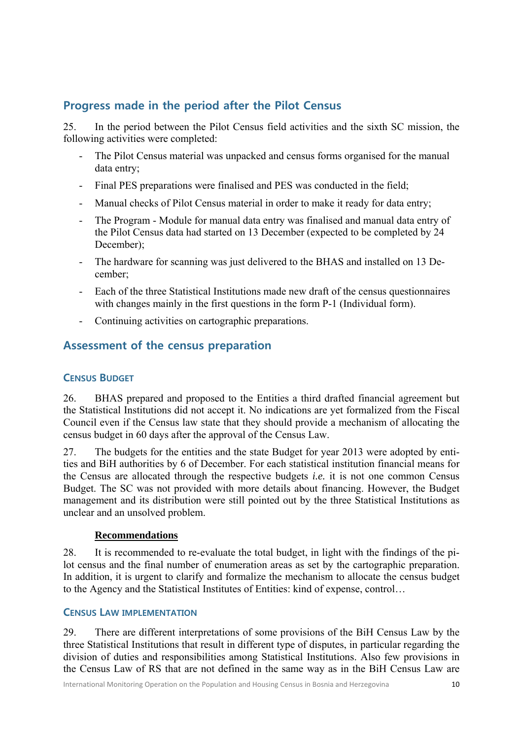## Progress made in the period after the Pilot Census

25. In the period between the Pilot Census field activities and the sixth SC mission, the following activities were completed:

- The Pilot Census material was unpacked and census forms organised for the manual data entry;
- Final PES preparations were finalised and PES was conducted in the field;
- Manual checks of Pilot Census material in order to make it ready for data entry;
- The Program - Module for manual data entry was finalised and manual data entry of the Pilot Census data had started on 13 December (expected to be completed by 24 December);
- The hardware for scanning was just delivered to the BHAS and installed on 13 December;
- Each of the three Statistical Institutions made new draft of the census questionnaires with changes mainly in the first questions in the form P-1 (Individual form).
- Continuing activities on cartographic preparations.

## Assessment of the census preparation

### Census Budget

26. BHAS prepared and proposed to the Entities a third drafted financial agreement but the Statistical Institutions did not accept it. No indications are yet formalized from the Fiscal Council even if the Census law state that they should provide a mechanism of allocating the census budget in 60 days after the approval of the Census Law.

27. The budgets for the entities and the state Budget for year 2013 were adopted by entities and BiH authorities by 6 of December. For each statistical institution financial means for the Census are allocated through the respective budgets *i.e.* it is not one common Census Budget. The SC was not provided with more details about financing. However, the Budget management and its distribution were still pointed out by the three Statistical Institutions as unclear and an unsolved problem.

**Recommendations**

28. It is recommended to re-evaluate the total budget, in light with the findings of the pilot census and the final number of enumeration areas as set by the cartographic preparation. In addition, it is urgent to clarify and formalize the mechanism to allocate the census budget to the Agency and the Statistical Institutes of Entities: kind of expense, control…

### Census Law implementation

29. There are different interpretations of some provisions of the BiH Census Law by the three Statistical Institutions that result in different type of disputes, in particular regarding the division of duties and responsibilities among Statistical Institutions. Also few provisions in the Census Law of RS that are not defined in the same way as in the BiH Census Law are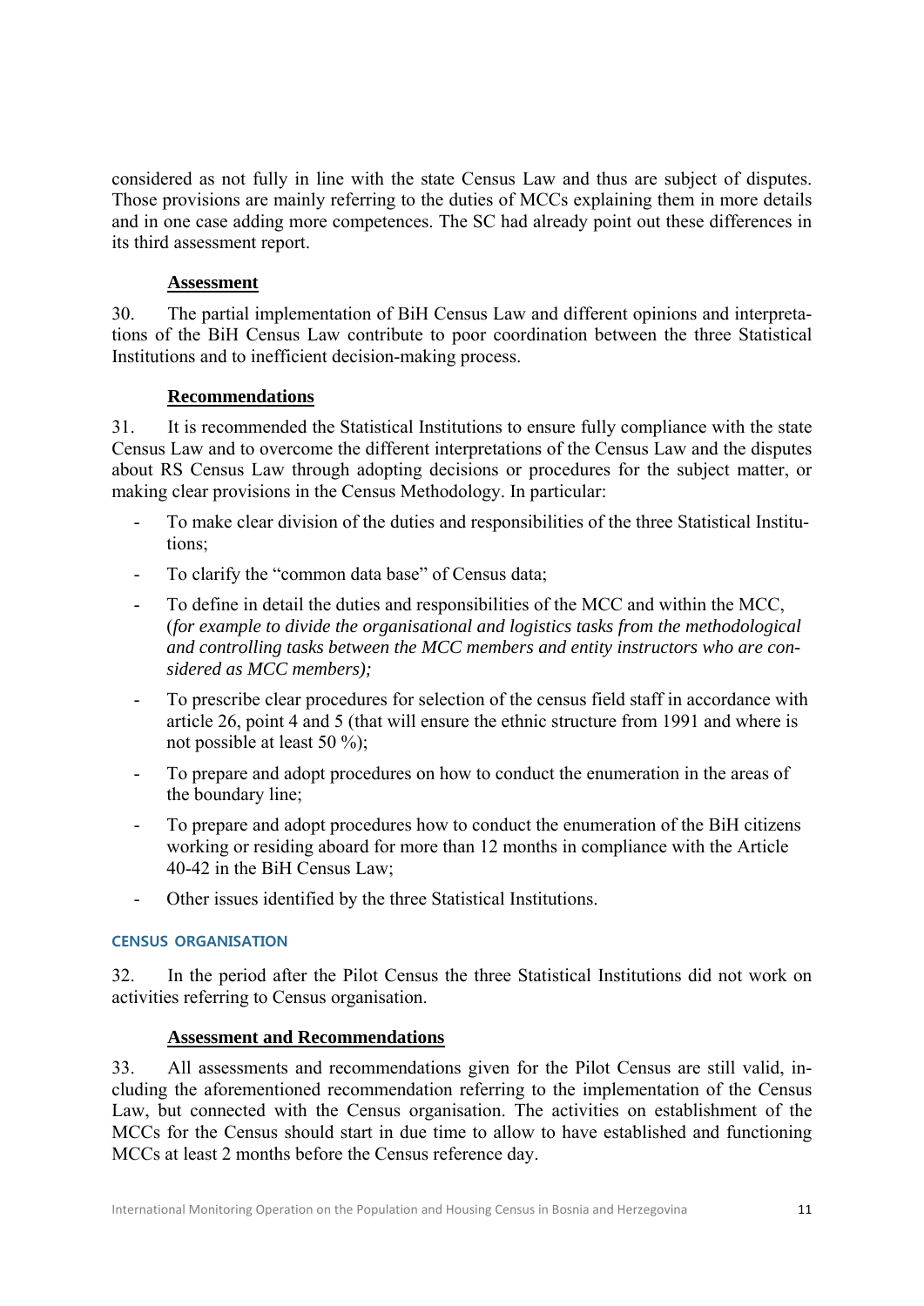considered as not fully in line with the state Census Law and thus are subject of disputes. Those provisions are mainly referring to the duties of MCCs explaining them in more details and in one case adding more competences. The SC had already point out these differences in its third assessment report.

**Assessment**

30. The partial implementation of BiH Census Law and different opinions and interpretations of the BiH Census Law contribute to poor coordination between the three Statistical Institutions and to inefficient decision-making process.

**Recommendations**

31. It is recommended the Statistical Institutions to ensure fully compliance with the state Census Law and to overcome the different interpretations of the Census Law and the disputes about RS Census Law through adopting decisions or procedures for the subject matter, or making clear provisions in the Census Methodology. In particular:

- To make clear division of the duties and responsibilities of the three Statistical Institutions;
- To clarify the "common data base" of Census data;
- To define in detail the duties and responsibilities of the MCC and within the MCC, (*for example to divide the organisational and logistics tasks from the methodological and controlling tasks between the MCC members and entity instructors who are considered as MCC members);*
- To prescribe clear procedures for selection of the census field staff in accordance with article 26, point 4 and 5 (that will ensure the ethnic structure from 1991 and where is not possible at least 50 %);
- To prepare and adopt procedures on how to conduct the enumeration in the areas of the boundary line;
- To prepare and adopt procedures how to conduct the enumeration of the BiH citizens working or residing aboard for more than 12 months in compliance with the Article 40-42 in the BiH Census Law;
- Other issues identified by the three Statistical Institutions.

## CENSUS ORGANISATION

32. In the period after the Pilot Census the three Statistical Institutions did not work on activities referring to Census organisation.

**Assessment and Recommendations**

33. All assessments and recommendations given for the Pilot Census are still valid, including the aforementioned recommendation referring to the implementation of the Census Law, but connected with the Census organisation. The activities on establishment of the MCCs for the Census should start in due time to allow to have established and functioning MCCs at least 2 months before the Census reference day.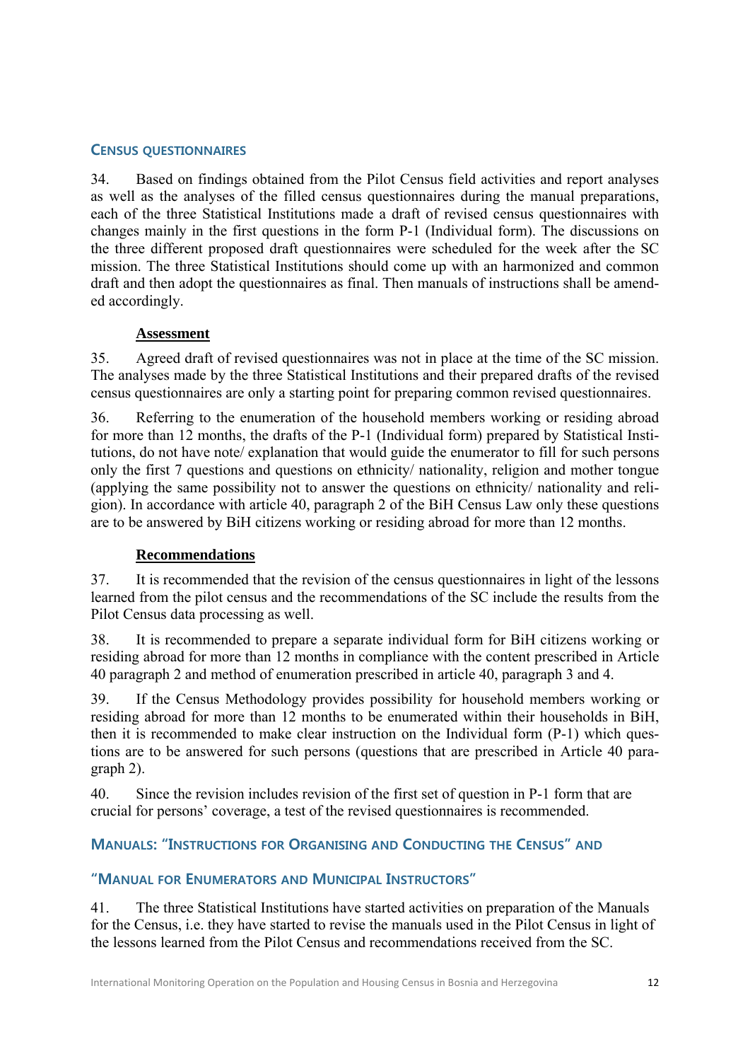## Census questionnaires

34. Based on findings obtained from the Pilot Census field activities and report analyses as well as the analyses of the filled census questionnaires during the manual preparations, each of the three Statistical Institutions made a draft of revised census questionnaires with changes mainly in the first questions in the form P-1 (Individual form). The discussions on the three different proposed draft questionnaires were scheduled for the week after the SC mission. The three Statistical Institutions should come up with an harmonized and common draft and then adopt the questionnaires as final. Then manuals of instructions shall be amended accordingly.

### Assessment

35. Agreed draft of revised questionnaires was not in place at the time of the SC mission. The analyses made by the three Statistical Institutions and their prepared drafts of the revised census questionnaires are only a starting point for preparing common revised questionnaires.

36. Referring to the enumeration of the household members working or residing abroad for more than 12 months, the drafts of the P-1 (Individual form) prepared by Statistical Institutions, do not have note/ explanation that would guide the enumerator to fill for such persons only the first 7 questions and questions on ethnicity/ nationality, religion and mother tongue (applying the same possibility not to answer the questions on ethnicity/ nationality and religion). In accordance with article 40, paragraph 2 of the BiH Census Law only these questions are to be answered by BiH citizens working or residing abroad for more than 12 months.

### Recommendations

37. It is recommended that the revision of the census questionnaires in light of the lessons learned from the pilot census and the recommendations of the SC include the results from the Pilot Census data processing as well.

38. It is recommended to prepare a separate individual form for BiH citizens working or residing abroad for more than 12 months in compliance with the content prescribed in Article 40 paragraph 2 and method of enumeration prescribed in article 40, paragraph 3 and 4.

39. If the Census Methodology provides possibility for household members working or residing abroad for more than 12 months to be enumerated within their households in BiH, then it is recommended to make clear instruction on the Individual form (P-1) which questions are to be answered for such persons (questions that are prescribed in Article 40 paragraph 2).

40. Since the revision includes revision of the first set of question in P-1 form that are crucial for persons' coverage, a test of the revised questionnaires is recommended.

## Manuals: "Instructions for Organising and Conducting the Census" and "Manual for Enumerators and Municipal Instructors"

41. The three Statistical Institutions have started activities on preparation of the Manuals for the Census, i.e. they have started to revise the manuals used in the Pilot Census in light of the lessons learned from the Pilot Census and recommendations received from the SC.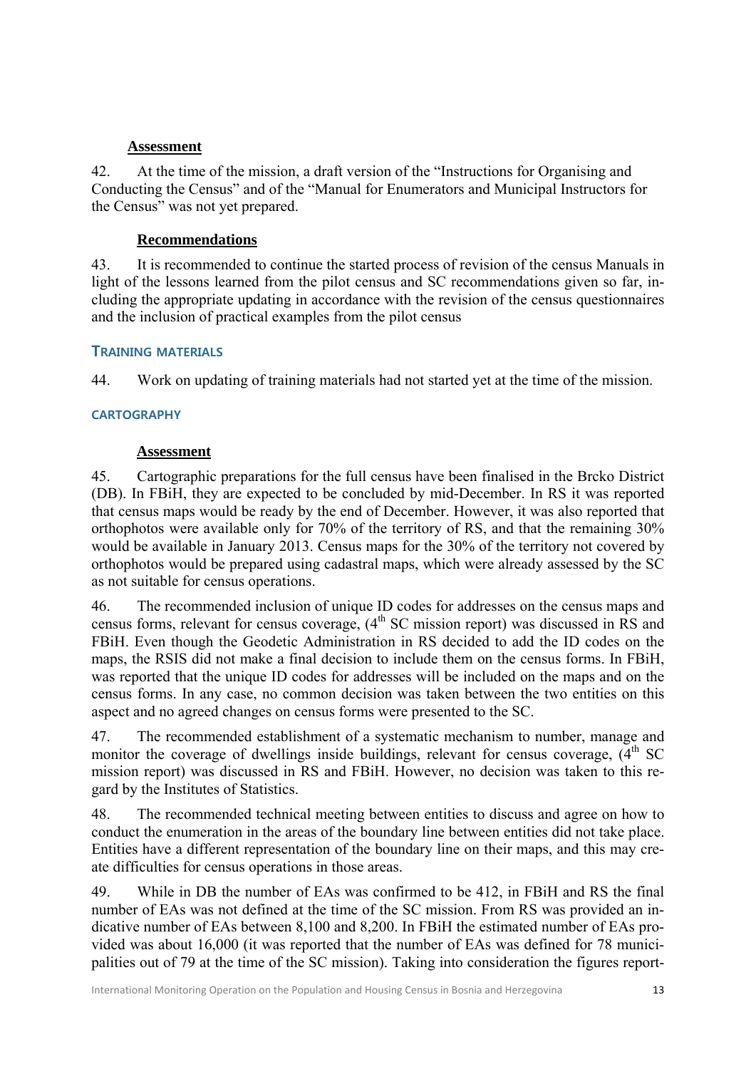**Assessment**

42. At the time of the mission, a draft version of the "Instructions for Organising and Conducting the Census" and of the "Manual for Enumerators and Municipal Instructors for the Census" was not yet prepared.

**Recommendations**

43. It is recommended to continue the started process of revision of the census Manuals in light of the lessons learned from the pilot census and SC recommendations given so far, including the appropriate updating in accordance with the revision of the census questionnaires and the inclusion of practical examples from the pilot census

## TRAINING MATERIALS

44. Work on updating of training materials had not started yet at the time of the mission.

### CARTOGRAPHY

**Assessment**

45. Cartographic preparations for the full census have been finalised in the Brcko District (DB). In FBiH, they are expected to be concluded by mid-December. In RS it was reported that census maps would be ready by the end of December. However, it was also reported that orthophotos were available only for 70% of the territory of RS, and that the remaining 30% would be available in January 2013. Census maps for the 30% of the territory not covered by orthophotos would be prepared using cadastral maps, which were already assessed by the SC as not suitable for census operations.

46. The recommended inclusion of unique ID codes for addresses on the census maps and census forms, relevant for census coverage, (4th SC mission report) was discussed in RS and FBiH. Even though the Geodetic Administration in RS decided to add the ID codes on the maps, the RSIS did not make a final decision to include them on the census forms. In FBiH, was reported that the unique ID codes for addresses will be included on the maps and on the census forms. In any case, no common decision was taken between the two entities on this aspect and no agreed changes on census forms were presented to the SC.

47. The recommended establishment of a systematic mechanism to number, manage and monitor the coverage of dwellings inside buildings, relevant for census coverage, (4th SC mission report) was discussed in RS and FBiH. However, no decision was taken to this regard by the Institutes of Statistics.

48. The recommended technical meeting between entities to discuss and agree on how to conduct the enumeration in the areas of the boundary line between entities did not take place. Entities have a different representation of the boundary line on their maps, and this may create difficulties for census operations in those areas.

49. While in DB the number of EAs was confirmed to be 412, in FBiH and RS the final number of EAs was not defined at the time of the SC mission. From RS was provided an indicative number of EAs between 8,100 and 8,200. In FBiH the estimated number of EAs provided was about 16,000 (it was reported that the number of EAs was defined for 78 municipalities out of 79 at the time of the SC mission). Taking into consideration the figures report-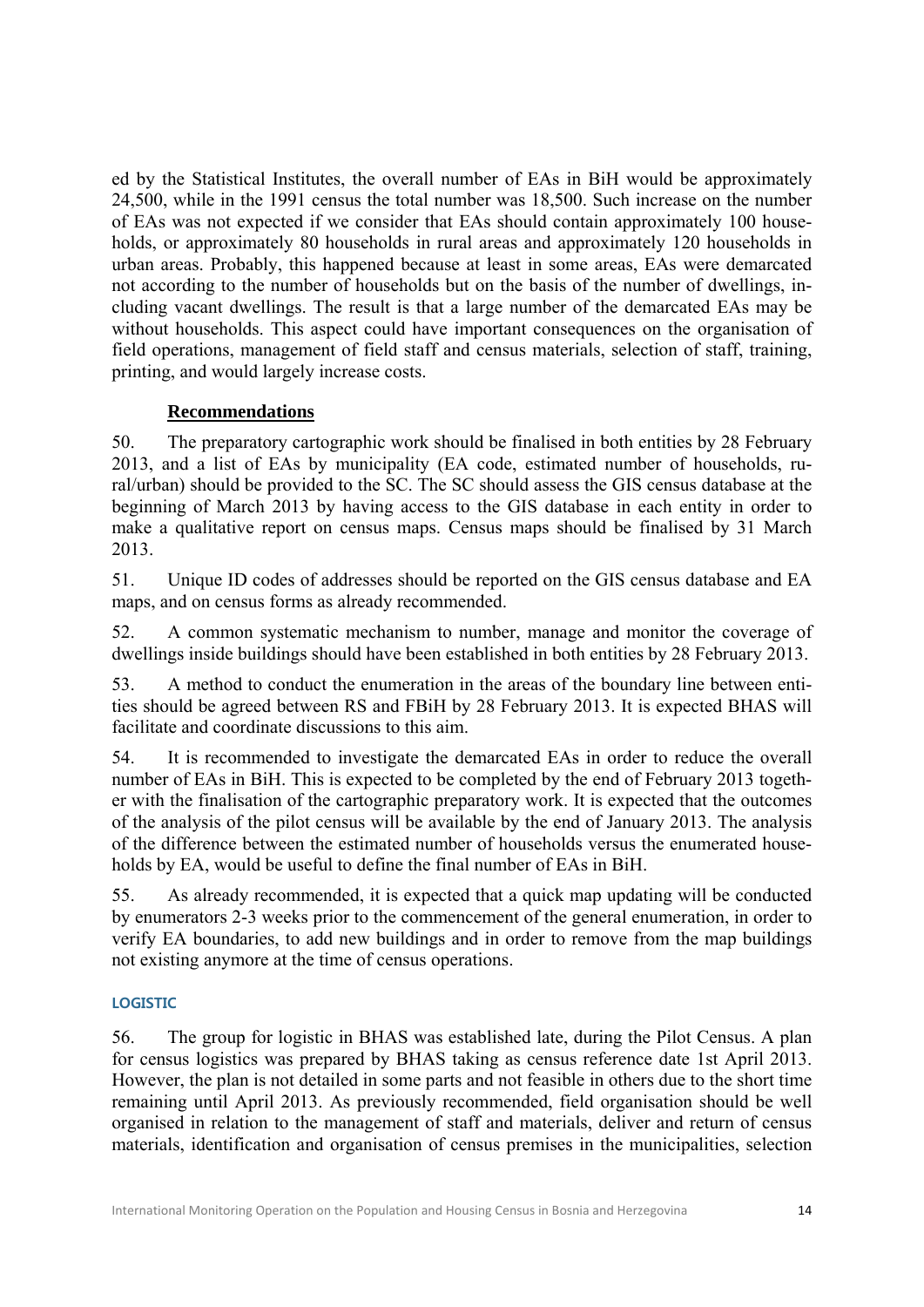ed by the Statistical Institutes, the overall number of EAs in BiH would be approximately 24,500, while in the 1991 census the total number was 18,500. Such increase on the number of EAs was not expected if we consider that EAs should contain approximately 100 households, or approximately 80 households in rural areas and approximately 120 households in urban areas. Probably, this happened because at least in some areas, EAs were demarcated not according to the number of households but on the basis of the number of dwellings, including vacant dwellings. The result is that a large number of the demarcated EAs may be without households. This aspect could have important consequences on the organisation of field operations, management of field staff and census materials, selection of staff, training, printing, and would largely increase costs.

### Recommendations

50. The preparatory cartographic work should be finalised in both entities by 28 February 2013, and a list of EAs by municipality (EA code, estimated number of households, rural/urban) should be provided to the SC. The SC should assess the GIS census database at the beginning of March 2013 by having access to the GIS database in each entity in order to make a qualitative report on census maps. Census maps should be finalised by 31 March 2013.

51. Unique ID codes of addresses should be reported on the GIS census database and EA maps, and on census forms as already recommended.

52. A common systematic mechanism to number, manage and monitor the coverage of dwellings inside buildings should have been established in both entities by 28 February 2013.

53. A method to conduct the enumeration in the areas of the boundary line between entities should be agreed between RS and FBiH by 28 February 2013. It is expected BHAS will facilitate and coordinate discussions to this aim.

54. It is recommended to investigate the demarcated EAs in order to reduce the overall number of EAs in BiH. This is expected to be completed by the end of February 2013 together with the finalisation of the cartographic preparatory work. It is expected that the outcomes of the analysis of the pilot census will be available by the end of January 2013. The analysis of the difference between the estimated number of households versus the enumerated households by EA, would be useful to define the final number of EAs in BiH.

55. As already recommended, it is expected that a quick map updating will be conducted by enumerators 2-3 weeks prior to the commencement of the general enumeration, in order to verify EA boundaries, to add new buildings and in order to remove from the map buildings not existing anymore at the time of census operations.

## LOGISTIC

56. The group for logistic in BHAS was established late, during the Pilot Census. A plan for census logistics was prepared by BHAS taking as census reference date 1st April 2013. However, the plan is not detailed in some parts and not feasible in others due to the short time remaining until April 2013. As previously recommended, field organisation should be well organised in relation to the management of staff and materials, deliver and return of census materials, identification and organisation of census premises in the municipalities, selection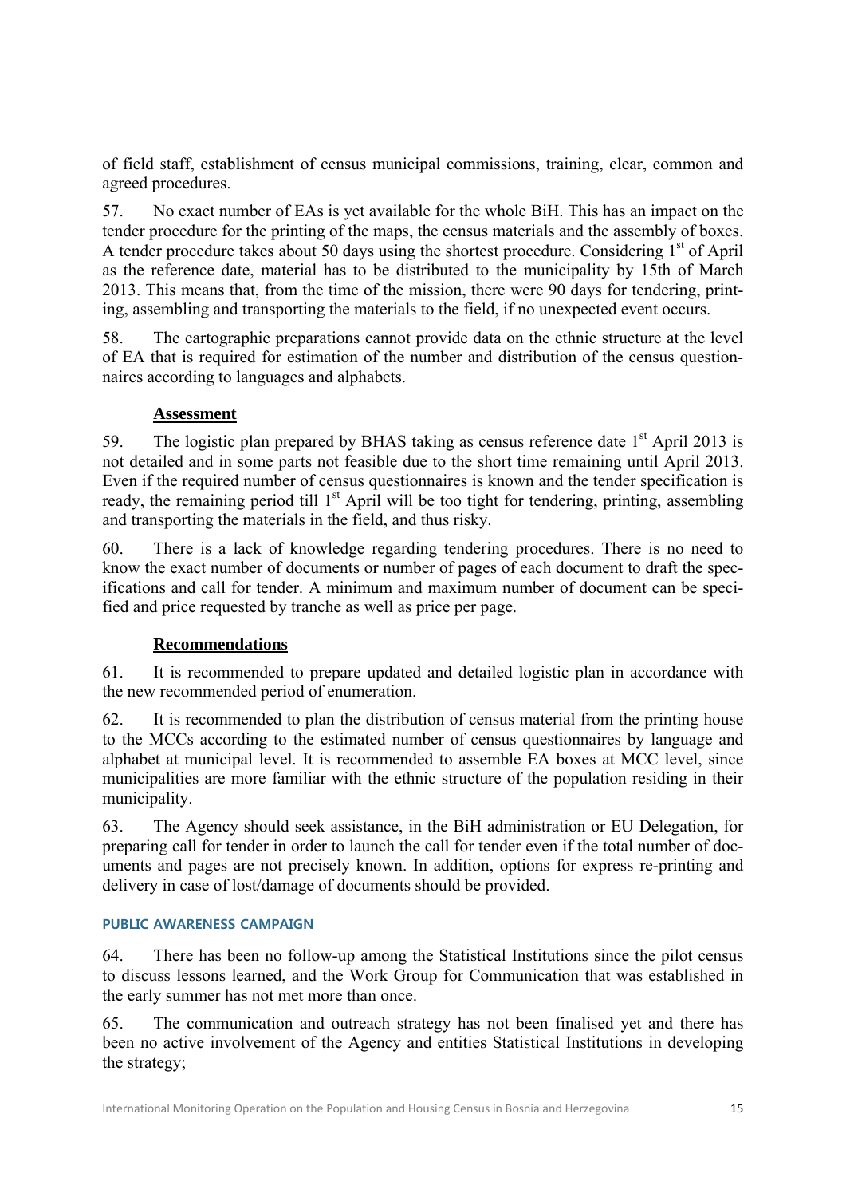of field staff, establishment of census municipal commissions, training, clear, common and agreed procedures.

57. No exact number of EAs is yet available for the whole BiH. This has an impact on the tender procedure for the printing of the maps, the census materials and the assembly of boxes. A tender procedure takes about 50 days using the shortest procedure. Considering 1st of April as the reference date, material has to be distributed to the municipality by 15th of March 2013. This means that, from the time of the mission, there were 90 days for tendering, printing, assembling and transporting the materials to the field, if no unexpected event occurs.

58. The cartographic preparations cannot provide data on the ethnic structure at the level of EA that is required for estimation of the number and distribution of the census questionnaires according to languages and alphabets.

**Assessment**

59. The logistic plan prepared by BHAS taking as census reference date 1st April 2013 is not detailed and in some parts not feasible due to the short time remaining until April 2013. Even if the required number of census questionnaires is known and the tender specification is ready, the remaining period till 1st April will be too tight for tendering, printing, assembling and transporting the materials in the field, and thus risky.

60. There is a lack of knowledge regarding tendering procedures. There is no need to know the exact number of documents or number of pages of each document to draft the specifications and call for tender. A minimum and maximum number of document can be specified and price requested by tranche as well as price per page.

**Recommendations**

61. It is recommended to prepare updated and detailed logistic plan in accordance with the new recommended period of enumeration.

62. It is recommended to plan the distribution of census material from the printing house to the MCCs according to the estimated number of census questionnaires by language and alphabet at municipal level. It is recommended to assemble EA boxes at MCC level, since municipalities are more familiar with the ethnic structure of the population residing in their municipality.

63. The Agency should seek assistance, in the BiH administration or EU Delegation, for preparing call for tender in order to launch the call for tender even if the total number of documents and pages are not precisely known. In addition, options for express re-printing and delivery in case of lost/damage of documents should be provided.

### PUBLIC AWARENESS CAMPAIGN

64. There has been no follow-up among the Statistical Institutions since the pilot census to discuss lessons learned, and the Work Group for Communication that was established in the early summer has not met more than once.

65. The communication and outreach strategy has not been finalised yet and there has been no active involvement of the Agency and entities Statistical Institutions in developing the strategy;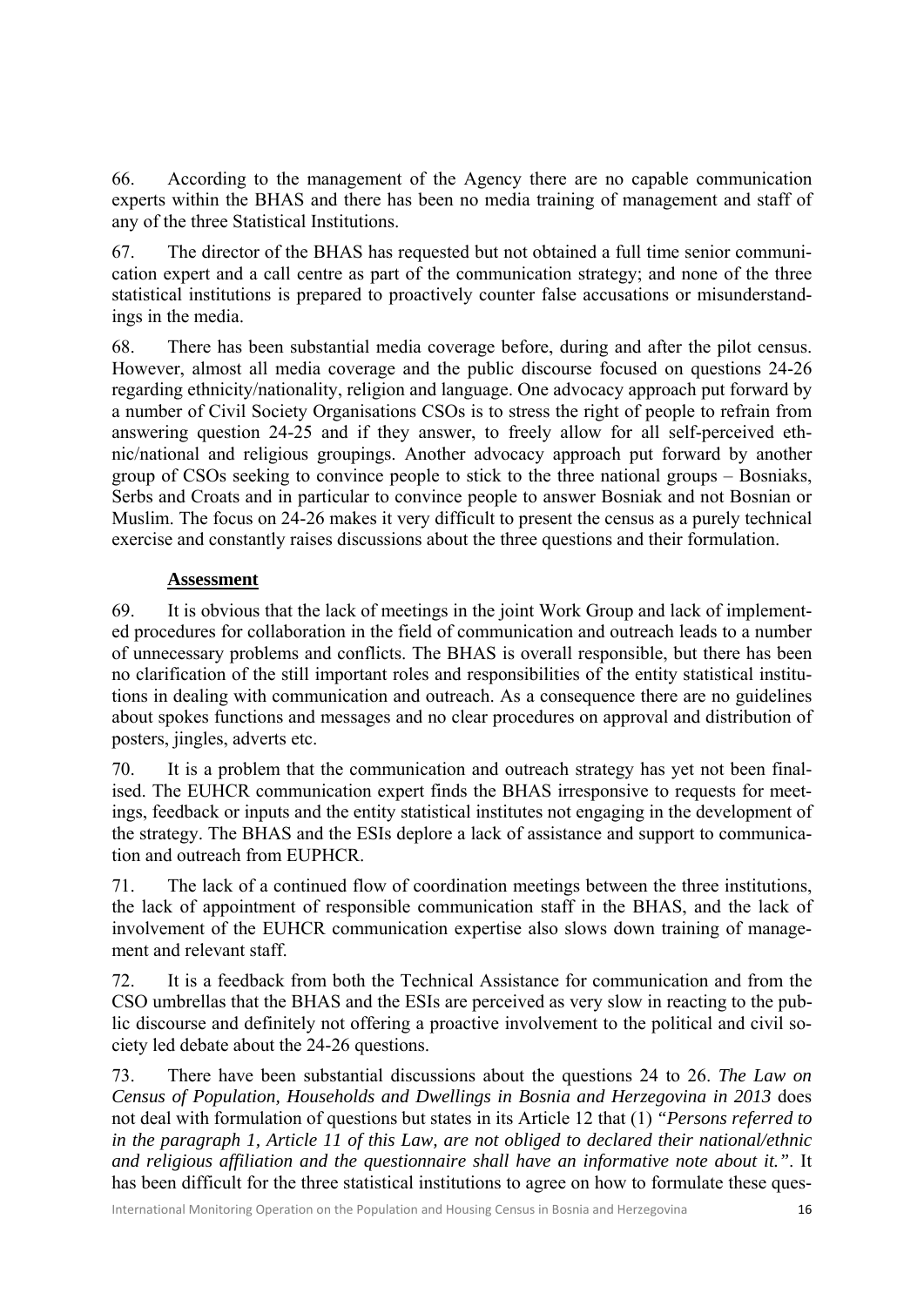66. According to the management of the Agency there are no capable communication experts within the BHAS and there has been no media training of management and staff of any of the three Statistical Institutions.

67. The director of the BHAS has requested but not obtained a full time senior communication expert and a call centre as part of the communication strategy; and none of the three statistical institutions is prepared to proactively counter false accusations or misunderstandings in the media.

68. There has been substantial media coverage before, during and after the pilot census. However, almost all media coverage and the public discourse focused on questions 24-26 regarding ethnicity/nationality, religion and language. One advocacy approach put forward by a number of Civil Society Organisations CSOs is to stress the right of people to refrain from answering question 24-25 and if they answer, to freely allow for all self-perceived ethnic/national and religious groupings. Another advocacy approach put forward by another group of CSOs seeking to convince people to stick to the three national groups – Bosniaks, Serbs and Croats and in particular to convince people to answer Bosniak and not Bosnian or Muslim. The focus on 24-26 makes it very difficult to present the census as a purely technical exercise and constantly raises discussions about the three questions and their formulation.

**Assessment**

69. It is obvious that the lack of meetings in the joint Work Group and lack of implemented procedures for collaboration in the field of communication and outreach leads to a number of unnecessary problems and conflicts. The BHAS is overall responsible, but there has been no clarification of the still important roles and responsibilities of the entity statistical institutions in dealing with communication and outreach. As a consequence there are no guidelines about spokes functions and messages and no clear procedures on approval and distribution of posters, jingles, adverts etc.

70. It is a problem that the communication and outreach strategy has yet not been finalised. The EUHCR communication expert finds the BHAS irresponsive to requests for meetings, feedback or inputs and the entity statistical institutes not engaging in the development of the strategy. The BHAS and the ESIs deplore a lack of assistance and support to communication and outreach from EUPHCR.

71. The lack of a continued flow of coordination meetings between the three institutions, the lack of appointment of responsible communication staff in the BHAS, and the lack of involvement of the EUHCR communication expertise also slows down training of management and relevant staff.

72. It is a feedback from both the Technical Assistance for communication and from the CSO umbrellas that the BHAS and the ESIs are perceived as very slow in reacting to the public discourse and definitely not offering a proactive involvement to the political and civil society led debate about the 24-26 questions.

73. There have been substantial discussions about the questions 24 to 26. *The Law on Census of Population, Households and Dwellings in Bosnia and Herzegovina in 2013* does not deal with formulation of questions but states in its Article 12 that (1) *"Persons referred to in the paragraph 1, Article 11 of this Law, are not obliged to declared their national/ethnic and religious affiliation and the questionnaire shall have an informative note about it."*. It has been difficult for the three statistical institutions to agree on how to formulate these ques-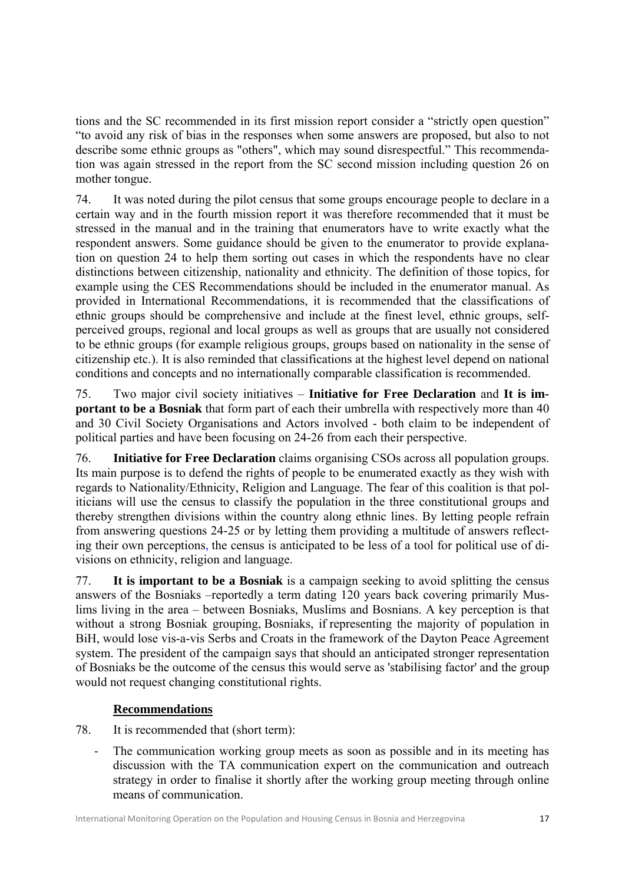tions and the SC recommended in its first mission report consider a "strictly open question" "to avoid any risk of bias in the responses when some answers are proposed, but also to not describe some ethnic groups as "others", which may sound disrespectful." This recommendation was again stressed in the report from the SC second mission including question 26 on mother tongue.

74. It was noted during the pilot census that some groups encourage people to declare in a certain way and in the fourth mission report it was therefore recommended that it must be stressed in the manual and in the training that enumerators have to write exactly what the respondent answers. Some guidance should be given to the enumerator to provide explanation on question 24 to help them sorting out cases in which the respondents have no clear distinctions between citizenship, nationality and ethnicity. The definition of those topics, for example using the CES Recommendations should be included in the enumerator manual. As provided in International Recommendations, it is recommended that the classifications of ethnic groups should be comprehensive and include at the finest level, ethnic groups, self-perceived groups, regional and local groups as well as groups that are usually not considered to be ethnic groups (for example religious groups, groups based on nationality in the sense of citizenship etc.). It is also reminded that classifications at the highest level depend on national conditions and concepts and no internationally comparable classification is recommended.

75. Two major civil society initiatives – **Initiative for Free Declaration** and **It is important to be a Bosniak** that form part of each their umbrella with respectively more than 40 and 30 Civil Society Organisations and Actors involved - both claim to be independent of political parties and have been focusing on 24-26 from each their perspective.

76. **Initiative for Free Declaration** claims organising CSOs across all population groups. Its main purpose is to defend the rights of people to be enumerated exactly as they wish with regards to Nationality/Ethnicity, Religion and Language. The fear of this coalition is that politicians will use the census to classify the population in the three constitutional groups and thereby strengthen divisions within the country along ethnic lines. By letting people refrain from answering questions 24-25 or by letting them providing a multitude of answers reflecting their own perceptions, the census is anticipated to be less of a tool for political use of divisions on ethnicity, religion and language.

77. **It is important to be a Bosniak** is a campaign seeking to avoid splitting the census answers of the Bosniaks –reportedly a term dating 120 years back covering primarily Muslims living in the area – between Bosniaks, Muslims and Bosnians. A key perception is that without a strong Bosniak grouping, Bosniaks, if representing the majority of population in BiH, would lose vis-a-vis Serbs and Croats in the framework of the Dayton Peace Agreement system. The president of the campaign says that should an anticipated stronger representation of Bosniaks be the outcome of the census this would serve as 'stabilising factor' and the group would not request changing constitutional rights.

### Recommendations

78. It is recommended that (short term):

- The communication working group meets as soon as possible and in its meeting has discussion with the TA communication expert on the communication and outreach strategy in order to finalise it shortly after the working group meeting through online means of communication.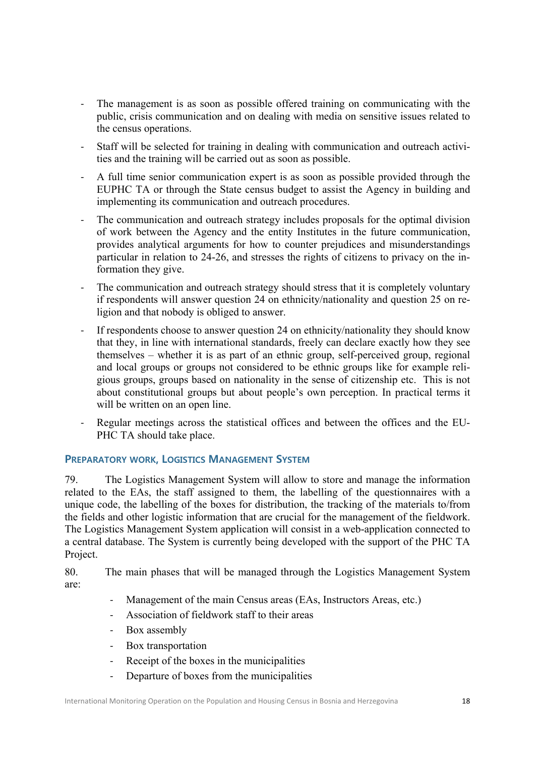- The management is as soon as possible offered training on communicating with the public, crisis communication and on dealing with media on sensitive issues related to the census operations.
- Staff will be selected for training in dealing with communication and outreach activities and the training will be carried out as soon as possible.
- A full time senior communication expert is as soon as possible provided through the EUPHC TA or through the State census budget to assist the Agency in building and implementing its communication and outreach procedures.
- The communication and outreach strategy includes proposals for the optimal division of work between the Agency and the entity Institutes in the future communication, provides analytical arguments for how to counter prejudices and misunderstandings particular in relation to 24-26, and stresses the rights of citizens to privacy on the information they give.
- The communication and outreach strategy should stress that it is completely voluntary if respondents will answer question 24 on ethnicity/nationality and question 25 on religion and that nobody is obliged to answer.
- If respondents choose to answer question 24 on ethnicity/nationality they should know that they, in line with international standards, freely can declare exactly how they see themselves – whether it is as part of an ethnic group, self-perceived group, regional and local groups or groups not considered to be ethnic groups like for example religious groups, groups based on nationality in the sense of citizenship etc. This is not about constitutional groups but about people's own perception. In practical terms it will be written on an open line.
- Regular meetings across the statistical offices and between the offices and the EU-PHC TA should take place.

### Preparatory work, Logistics Management System

79. The Logistics Management System will allow to store and manage the information related to the EAs, the staff assigned to them, the labelling of the questionnaires with a unique code, the labelling of the boxes for distribution, the tracking of the materials to/from the fields and other logistic information that are crucial for the management of the fieldwork. The Logistics Management System application will consist in a web-application connected to a central database. The System is currently being developed with the support of the PHC TA Project.

80. The main phases that will be managed through the Logistics Management System are:

- Management of the main Census areas (EAs, Instructors Areas, etc.)
- Association of fieldwork staff to their areas
- Box assembly
- Box transportation
- Receipt of the boxes in the municipalities
- Departure of boxes from the municipalities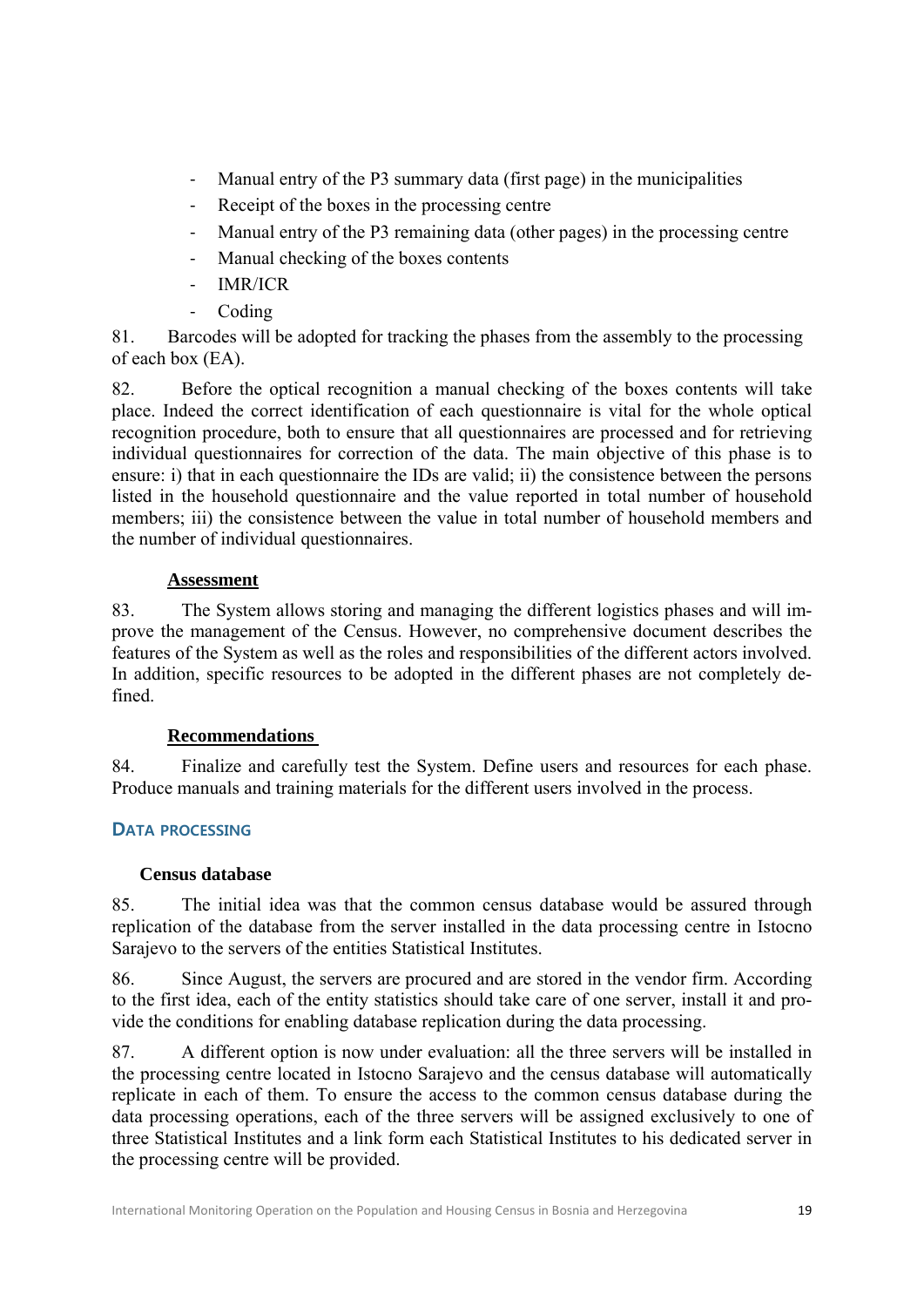- Manual entry of the P3 summary data (first page) in the municipalities
- Receipt of the boxes in the processing centre
- Manual entry of the P3 remaining data (other pages) in the processing centre
- Manual checking of the boxes contents
- IMR/ICR
- Coding

81. Barcodes will be adopted for tracking the phases from the assembly to the processing of each box (EA).

82. Before the optical recognition a manual checking of the boxes contents will take place. Indeed the correct identification of each questionnaire is vital for the whole optical recognition procedure, both to ensure that all questionnaires are processed and for retrieving individual questionnaires for correction of the data. The main objective of this phase is to ensure: i) that in each questionnaire the IDs are valid; ii) the consistence between the persons listed in the household questionnaire and the value reported in total number of household members; iii) the consistence between the value in total number of household members and the number of individual questionnaires.

**Assessment**

83. The System allows storing and managing the different logistics phases and will improve the management of the Census. However, no comprehensive document describes the features of the System as well as the roles and responsibilities of the different actors involved. In addition, specific resources to be adopted in the different phases are not completely defined.

**Recommendations**

84. Finalize and carefully test the System. Define users and resources for each phase. Produce manuals and training materials for the different users involved in the process.

## Data processing

### Census database

85. The initial idea was that the common census database would be assured through replication of the database from the server installed in the data processing centre in Istocno Sarajevo to the servers of the entities Statistical Institutes.

86. Since August, the servers are procured and are stored in the vendor firm. According to the first idea, each of the entity statistics should take care of one server, install it and provide the conditions for enabling database replication during the data processing.

87. A different option is now under evaluation: all the three servers will be installed in the processing centre located in Istocno Sarajevo and the census database will automatically replicate in each of them. To ensure the access to the common census database during the data processing operations, each of the three servers will be assigned exclusively to one of three Statistical Institutes and a link form each Statistical Institutes to his dedicated server in the processing centre will be provided.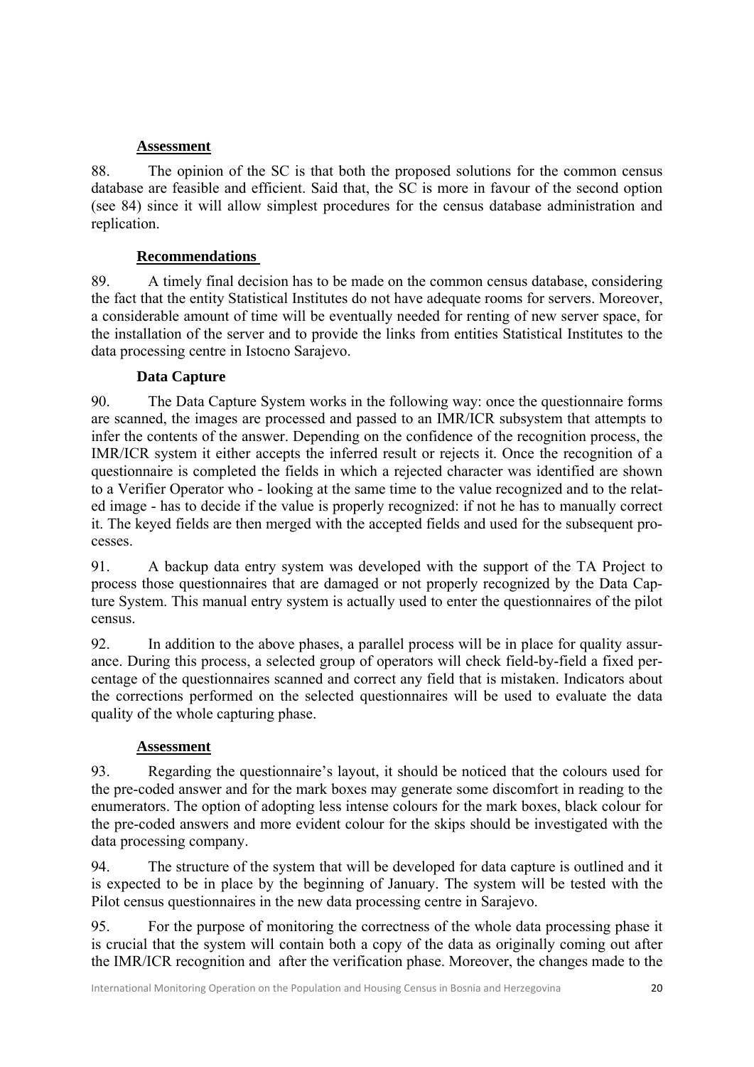**Assessment**

88. The opinion of the SC is that both the proposed solutions for the common census database are feasible and efficient. Said that, the SC is more in favour of the second option (see 84) since it will allow simplest procedures for the census database administration and replication.

**Recommendations**

89. A timely final decision has to be made on the common census database, considering the fact that the entity Statistical Institutes do not have adequate rooms for servers. Moreover, a considerable amount of time will be eventually needed for renting of new server space, for the installation of the server and to provide the links from entities Statistical Institutes to the data processing centre in Istocno Sarajevo.

**Data Capture**

90. The Data Capture System works in the following way: once the questionnaire forms are scanned, the images are processed and passed to an IMR/ICR subsystem that attempts to infer the contents of the answer. Depending on the confidence of the recognition process, the IMR/ICR system it either accepts the inferred result or rejects it. Once the recognition of a questionnaire is completed the fields in which a rejected character was identified are shown to a Verifier Operator who - looking at the same time to the value recognized and to the related image - has to decide if the value is properly recognized: if not he has to manually correct it. The keyed fields are then merged with the accepted fields and used for the subsequent processes.

91. A backup data entry system was developed with the support of the TA Project to process those questionnaires that are damaged or not properly recognized by the Data Capture System. This manual entry system is actually used to enter the questionnaires of the pilot census.

92. In addition to the above phases, a parallel process will be in place for quality assurance. During this process, a selected group of operators will check field-by-field a fixed percentage of the questionnaires scanned and correct any field that is mistaken. Indicators about the corrections performed on the selected questionnaires will be used to evaluate the data quality of the whole capturing phase.

**Assessment**

93. Regarding the questionnaire's layout, it should be noticed that the colours used for the pre-coded answer and for the mark boxes may generate some discomfort in reading to the enumerators. The option of adopting less intense colours for the mark boxes, black colour for the pre-coded answers and more evident colour for the skips should be investigated with the data processing company.

94. The structure of the system that will be developed for data capture is outlined and it is expected to be in place by the beginning of January. The system will be tested with the Pilot census questionnaires in the new data processing centre in Sarajevo.

95. For the purpose of monitoring the correctness of the whole data processing phase it is crucial that the system will contain both a copy of the data as originally coming out after the IMR/ICR recognition and after the verification phase. Moreover, the changes made to the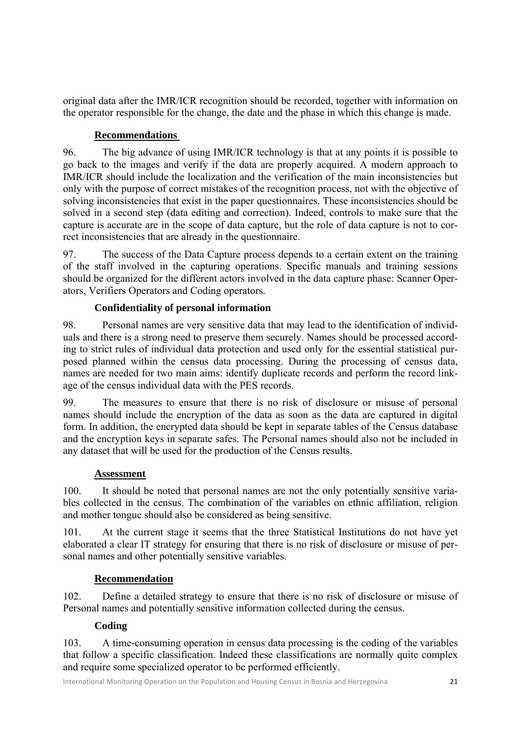original data after the IMR/ICR recognition should be recorded, together with information on the operator responsible for the change, the date and the phase in which this change is made.

#### Recommendations

96. The big advance of using IMR/ICR technology is that at any points it is possible to go back to the images and verify if the data are properly acquired. A modern approach to IMR/ICR should include the localization and the verification of the main inconsistencies but only with the purpose of correct mistakes of the recognition process, not with the objective of solving inconsistencies that exist in the paper questionnaires. These inconsistencies should be solved in a second step (data editing and correction). Indeed, controls to make sure that the capture is accurate are in the scope of data capture, but the role of data capture is not to correct inconsistencies that are already in the questionnaire.

97. The success of the Data Capture process depends to a certain extent on the training of the staff involved in the capturing operations. Specific manuals and training sessions should be organized for the different actors involved in the data capture phase: Scanner Operators, Verifiers Operators and Coding operators.

### Confidentiality of personal information

98. Personal names are very sensitive data that may lead to the identification of individuals and there is a strong need to preserve them securely. Names should be processed according to strict rules of individual data protection and used only for the essential statistical purposed planned within the census data processing. During the processing of census data, names are needed for two main aims: identify duplicate records and perform the record linkage of the census individual data with the PES records.

99. The measures to ensure that there is no risk of disclosure or misuse of personal names should include the encryption of the data as soon as the data are captured in digital form. In addition, the encrypted data should be kept in separate tables of the Census database and the encryption keys in separate safes. The Personal names should also not be included in any dataset that will be used for the production of the Census results.

#### Assessment

100. It should be noted that personal names are not the only potentially sensitive variables collected in the census. The combination of the variables on ethnic affiliation, religion and mother tongue should also be considered as being sensitive.

101. At the current stage it seems that the three Statistical Institutions do not have yet elaborated a clear IT strategy for ensuring that there is no risk of disclosure or misuse of personal names and other potentially sensitive variables.

#### Recommendation

102. Define a detailed strategy to ensure that there is no risk of disclosure or misuse of Personal names and potentially sensitive information collected during the census.

### Coding

103. A time-consuming operation in census data processing is the coding of the variables that follow a specific classification. Indeed these classifications are normally quite complex and require some specialized operator to be performed efficiently.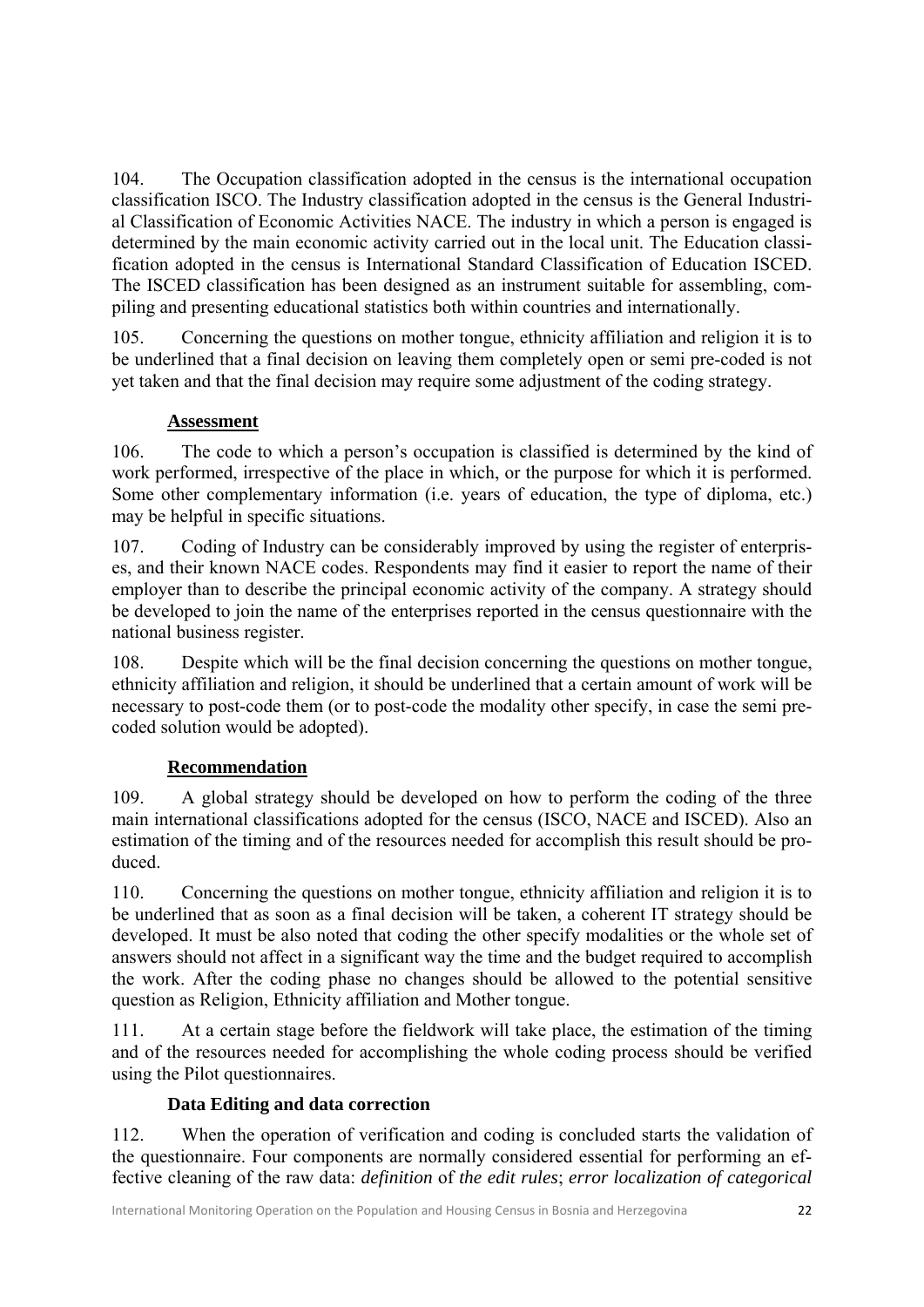104. The Occupation classification adopted in the census is the international occupation classification ISCO. The Industry classification adopted in the census is the General Industrial Classification of Economic Activities NACE. The industry in which a person is engaged is determined by the main economic activity carried out in the local unit. The Education classification adopted in the census is International Standard Classification of Education ISCED. The ISCED classification has been designed as an instrument suitable for assembling, compiling and presenting educational statistics both within countries and internationally.

105. Concerning the questions on mother tongue, ethnicity affiliation and religion it is to be underlined that a final decision on leaving them completely open or semi pre-coded is not yet taken and that the final decision may require some adjustment of the coding strategy.

**Assessment**

106. The code to which a person's occupation is classified is determined by the kind of work performed, irrespective of the place in which, or the purpose for which it is performed. Some other complementary information (i.e. years of education, the type of diploma, etc.) may be helpful in specific situations.

107. Coding of Industry can be considerably improved by using the register of enterprises, and their known NACE codes. Respondents may find it easier to report the name of their employer than to describe the principal economic activity of the company. A strategy should be developed to join the name of the enterprises reported in the census questionnaire with the national business register.

108. Despite which will be the final decision concerning the questions on mother tongue, ethnicity affiliation and religion, it should be underlined that a certain amount of work will be necessary to post-code them (or to post-code the modality other specify, in case the semi pre-coded solution would be adopted).

**Recommendation**

109. A global strategy should be developed on how to perform the coding of the three main international classifications adopted for the census (ISCO, NACE and ISCED). Also an estimation of the timing and of the resources needed for accomplish this result should be produced.

110. Concerning the questions on mother tongue, ethnicity affiliation and religion it is to be underlined that as soon as a final decision will be taken, a coherent IT strategy should be developed. It must be also noted that coding the other specify modalities or the whole set of answers should not affect in a significant way the time and the budget required to accomplish the work. After the coding phase no changes should be allowed to the potential sensitive question as Religion, Ethnicity affiliation and Mother tongue.

111. At a certain stage before the fieldwork will take place, the estimation of the timing and of the resources needed for accomplishing the whole coding process should be verified using the Pilot questionnaires.

### Data Editing and data correction

112. When the operation of verification and coding is concluded starts the validation of the questionnaire. Four components are normally considered essential for performing an effective cleaning of the raw data: *definition* of *the edit rules*; *error localization of categorical*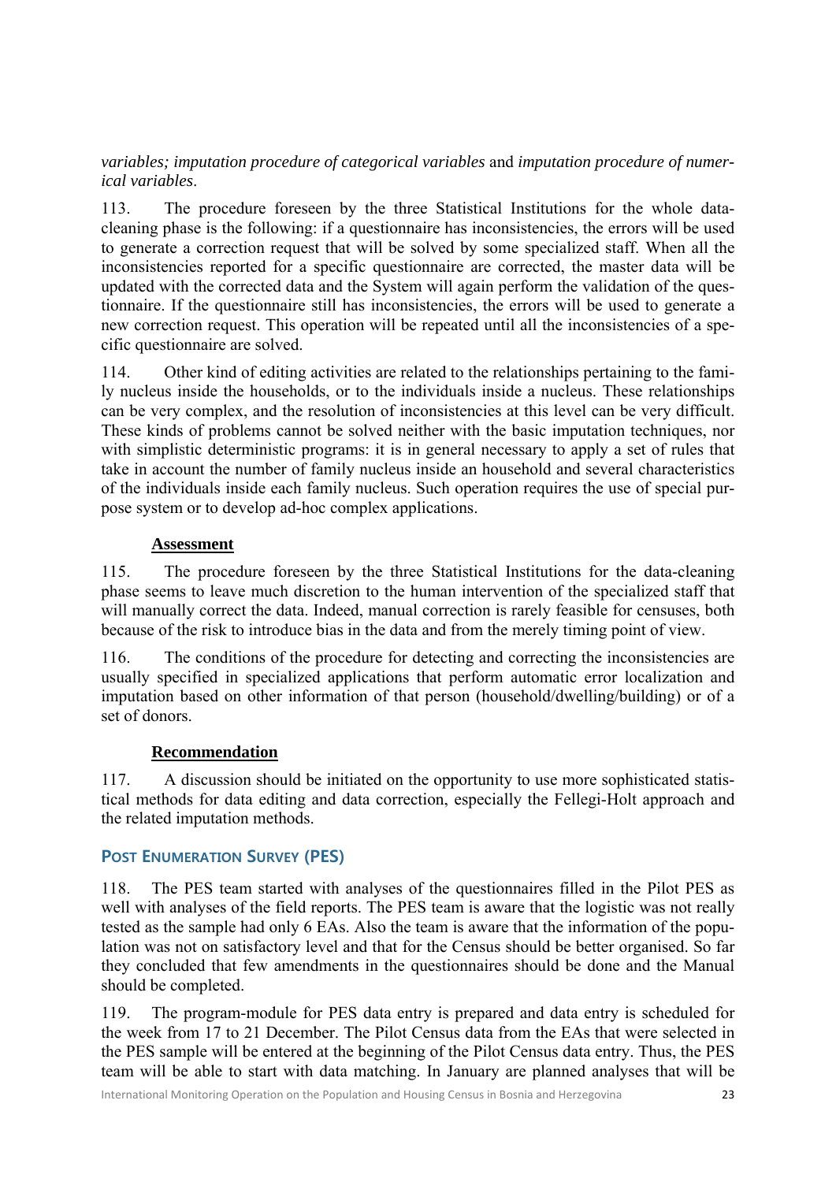*variables; imputation procedure of categorical variables* and *imputation procedure of numerical variables*.

113. The procedure foreseen by the three Statistical Institutions for the whole data-cleaning phase is the following: if a questionnaire has inconsistencies, the errors will be used to generate a correction request that will be solved by some specialized staff. When all the inconsistencies reported for a specific questionnaire are corrected, the master data will be updated with the corrected data and the System will again perform the validation of the questionnaire. If the questionnaire still has inconsistencies, the errors will be used to generate a new correction request. This operation will be repeated until all the inconsistencies of a specific questionnaire are solved.

114. Other kind of editing activities are related to the relationships pertaining to the family nucleus inside the households, or to the individuals inside a nucleus. These relationships can be very complex, and the resolution of inconsistencies at this level can be very difficult. These kinds of problems cannot be solved neither with the basic imputation techniques, nor with simplistic deterministic programs: it is in general necessary to apply a set of rules that take in account the number of family nucleus inside an household and several characteristics of the individuals inside each family nucleus. Such operation requires the use of special purpose system or to develop ad-hoc complex applications.

**Assessment**

115. The procedure foreseen by the three Statistical Institutions for the data-cleaning phase seems to leave much discretion to the human intervention of the specialized staff that will manually correct the data. Indeed, manual correction is rarely feasible for censuses, both because of the risk to introduce bias in the data and from the merely timing point of view.

116. The conditions of the procedure for detecting and correcting the inconsistencies are usually specified in specialized applications that perform automatic error localization and imputation based on other information of that person (household/dwelling/building) or of a set of donors.

**Recommendation**

117. A discussion should be initiated on the opportunity to use more sophisticated statistical methods for data editing and data correction, especially the Fellegi-Holt approach and the related imputation methods.

## Post Enumeration Survey (PES)

118. The PES team started with analyses of the questionnaires filled in the Pilot PES as well with analyses of the field reports. The PES team is aware that the logistic was not really tested as the sample had only 6 EAs. Also the team is aware that the information of the population was not on satisfactory level and that for the Census should be better organised. So far they concluded that few amendments in the questionnaires should be done and the Manual should be completed.

119. The program-module for PES data entry is prepared and data entry is scheduled for the week from 17 to 21 December. The Pilot Census data from the EAs that were selected in the PES sample will be entered at the beginning of the Pilot Census data entry. Thus, the PES team will be able to start with data matching. In January are planned analyses that will be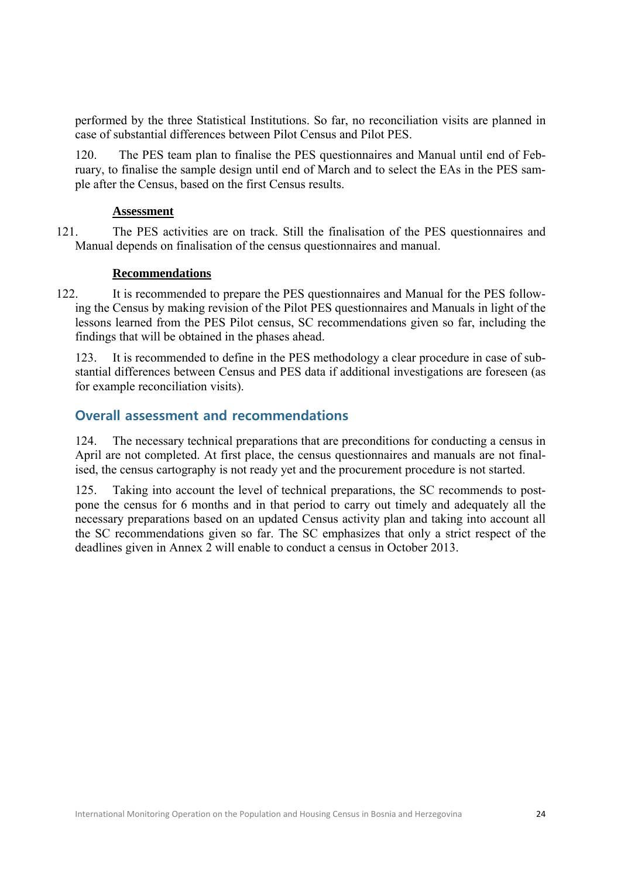performed by the three Statistical Institutions. So far, no reconciliation visits are planned in case of substantial differences between Pilot Census and Pilot PES.

120. The PES team plan to finalise the PES questionnaires and Manual until end of February, to finalise the sample design until end of March and to select the EAs in the PES sample after the Census, based on the first Census results.

**Assessment**

121. The PES activities are on track. Still the finalisation of the PES questionnaires and Manual depends on finalisation of the census questionnaires and manual.

**Recommendations**

122. It is recommended to prepare the PES questionnaires and Manual for the PES following the Census by making revision of the Pilot PES questionnaires and Manuals in light of the lessons learned from the PES Pilot census, SC recommendations given so far, including the findings that will be obtained in the phases ahead.

123. It is recommended to define in the PES methodology a clear procedure in case of substantial differences between Census and PES data if additional investigations are foreseen (as for example reconciliation visits).

## Overall assessment and recommendations

124. The necessary technical preparations that are preconditions for conducting a census in April are not completed. At first place, the census questionnaires and manuals are not finalised, the census cartography is not ready yet and the procurement procedure is not started.

125. Taking into account the level of technical preparations, the SC recommends to postpone the census for 6 months and in that period to carry out timely and adequately all the necessary preparations based on an updated Census activity plan and taking into account all the SC recommendations given so far. The SC emphasizes that only a strict respect of the deadlines given in Annex 2 will enable to conduct a census in October 2013.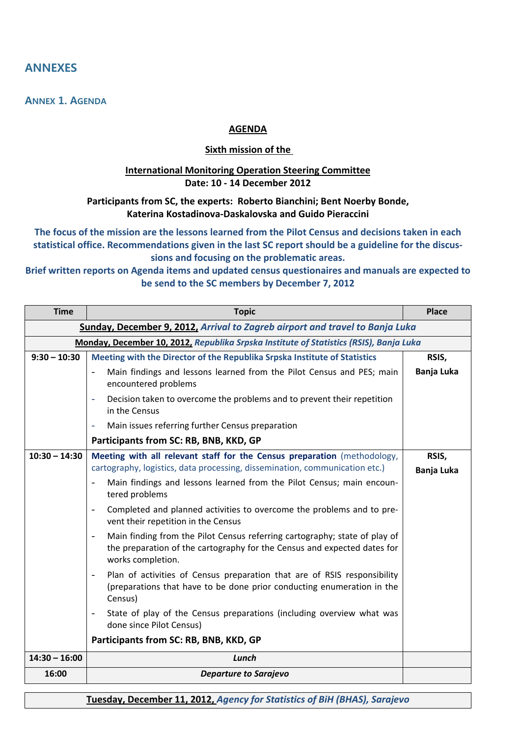# ANNEXES

## Annex 1. Agenda

**AGENDA**

**Sixth mission of the**

**International Monitoring Operation Steering Committee**
**Date: 10 - 14 December 2012**

**Participants from SC, the experts: Roberto Bianchini; Bent Noerby Bonde, Katerina Kostadinova-Daskalovska and Guido Pieraccini**

**The focus of the mission are the lessons learned from the Pilot Census and decisions taken in each statistical office. Recommendations given in the last SC report should be a guideline for the discussions and focusing on the problematic areas.**
**Brief written reports on Agenda items and updated census questionaires and manuals are expected to be send to the SC members by December 7, 2012**

| Time | Topic | Place |
|---|---|---|
| **Sunday, December 9, 2012,** *Arrival to Zagreb airport and travel to Banja Luka* | | |
| **Monday, December 10, 2012,** *Republika Srpska Institute of Statistics (RSIS), Banja Luka* | | |
| **9:30 – 10:30** | **Meeting with the Director of the Republika Srpska Institute of Statistics**<br>- Main findings and lessons learned from the Pilot Census and PES; main encountered problems<br>- Decision taken to overcome the problems and to prevent their repetition in the Census<br>- Main issues referring further Census preparation<br>**Participants from SC: RB, BNB, KKD, GP** | **RSIS, Banja Luka** |
| **10:30 – 14:30** | **Meeting with all relevant staff for the Census preparation** (methodology, cartography, logistics, data processing, dissemination, communication etc.)<br>- Main findings and lessons learned from the Pilot Census; main encountered problems<br>- Completed and planned activities to overcome the problems and to prevent their repetition in the Census<br>- Main finding from the Pilot Census referring cartography; state of play of the preparation of the cartography for the Census and expected dates for works completion.<br>- Plan of activities of Census preparation that are of RSIS responsibility (preparations that have to be done prior conducting enumeration in the Census)<br>- State of play of the Census preparations (including overview what was done since Pilot Census)<br>**Participants from SC: RB, BNB, KKD, GP** | **RSIS, Banja Luka** |
| **14:30 – 16:00** | ***Lunch*** | |
| **16:00** | ***Departure to Sarajevo*** | |

**Tuesday, December 11, 2012,** *Agency for Statistics of BiH (BHAS), Sarajevo*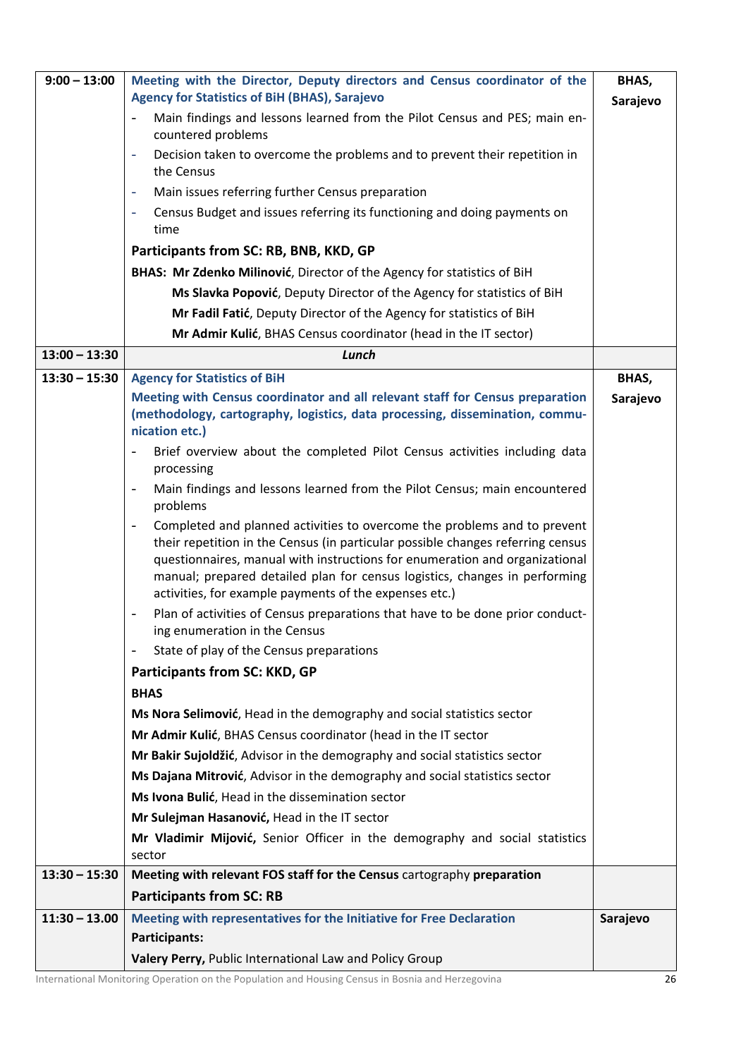| 9:00 – 13:00 | **Meeting with the Director, Deputy directors and Census coordinator of the Agency for Statistics of BiH (BHAS), Sarajevo**<br>- Main findings and lessons learned from the Pilot Census and PES; main encountered problems<br>- Decision taken to overcome the problems and to prevent their repetition in the Census<br>- Main issues referring further Census preparation<br>- Census Budget and issues referring its functioning and doing payments on time<br>**Participants from SC: RB, BNB, KKD, GP**<br>**BHAS: Mr Zdenko Milinović**, Director of the Agency for statistics of BiH<br>**Ms Slavka Popović**, Deputy Director of the Agency for statistics of BiH<br>**Mr Fadil Fatić**, Deputy Director of the Agency for statistics of BiH<br>**Mr Admir Kulić**, BHAS Census coordinator (head in the IT sector) | **BHAS, Sarajevo** |
|---|---|---|
| **13:00 – 13:30** | ***Lunch*** | |
| **13:30 – 15:30** | **Agency for Statistics of BiH**<br>**Meeting with Census coordinator and all relevant staff for Census preparation (methodology, cartography, logistics, data processing, dissemination, communication etc.)**<br>- Brief overview about the completed Pilot Census activities including data processing<br>- Main findings and lessons learned from the Pilot Census; main encountered problems<br>- Completed and planned activities to overcome the problems and to prevent their repetition in the Census (in particular possible changes referring census questionnaires, manual with instructions for enumeration and organizational manual; prepared detailed plan for census logistics, changes in performing activities, for example payments of the expenses etc.)<br>- Plan of activities of Census preparations that have to be done prior conducting enumeration in the Census<br>- State of play of the Census preparations<br>**Participants from SC: KKD, GP**<br>**BHAS**<br>**Ms Nora Selimović**, Head in the demography and social statistics sector<br>**Mr Admir Kulić**, BHAS Census coordinator (head in the IT sector<br>**Mr Bakir Sujoldžić**, Advisor in the demography and social statistics sector<br>**Ms Dajana Mitrović**, Advisor in the demography and social statistics sector<br>**Ms Ivona Bulić**, Head in the dissemination sector<br>**Mr Sulejman Hasanović,** Head in the IT sector<br>**Mr Vladimir Mijović,** Senior Officer in the demography and social statistics sector | **BHAS, Sarajevo** |
| **13:30 – 15:30** | **Meeting with relevant FOS staff for the Census** cartography **preparation**<br>**Participants from SC: RB** | |
| **11:30 – 13.00** | **Meeting with representatives for the Initiative for Free Declaration**<br>**Participants:**<br>**Valery Perry,** Public International Law and Policy Group | **Sarajevo** |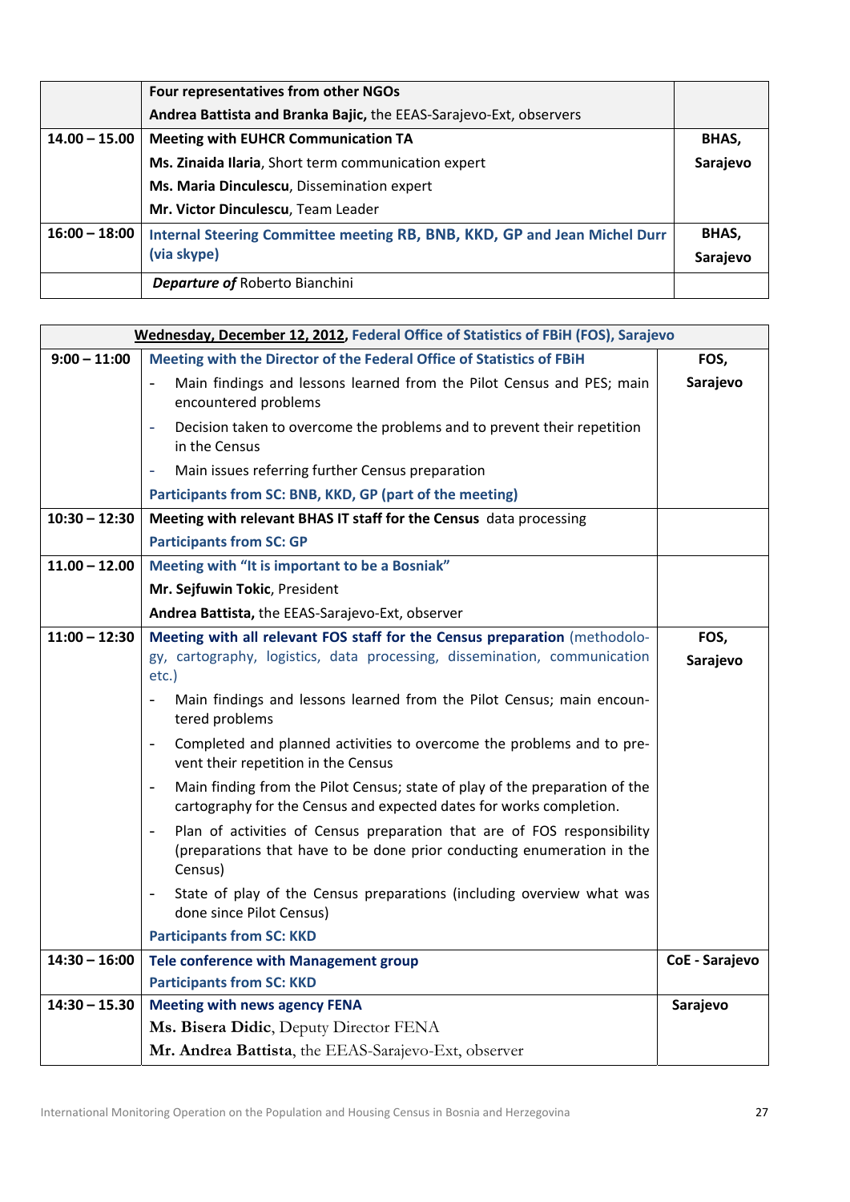| | | |
|---|---|---|
| | **Four representatives from other NGOs**<br>**Andrea Battista and Branka Bajic,** the EEAS-Sarajevo-Ext, observers | |
| **14.00 – 15.00** | **Meeting with EUHCR Communication TA**<br>**Ms. Zinaida Ilaria**, Short term communication expert<br>**Ms. Maria Dinculescu**, Dissemination expert<br>**Mr. Victor Dinculescu**, Team Leader | **BHAS, Sarajevo** |
| **16:00 – 18:00** | **Internal Steering Committee meeting RB, BNB, KKD, GP and Jean Michel Durr (via skype)** | **BHAS, Sarajevo** |
| | ***Departure of*** Roberto Bianchini | |

| **Wednesday, December 12, 2012, Federal Office of Statistics of FBiH (FOS), Sarajevo** | | |
|---|---|---|
| **9:00 – 11:00** | **Meeting with the Director of the Federal Office of Statistics of FBiH**<br>- Main findings and lessons learned from the Pilot Census and PES; main encountered problems<br>- Decision taken to overcome the problems and to prevent their repetition in the Census<br>- Main issues referring further Census preparation<br>**Participants from SC: BNB, KKD, GP (part of the meeting)** | **FOS, Sarajevo** |
| **10:30 – 12:30** | **Meeting with relevant BHAS IT staff for the Census** data processing<br>**Participants from SC: GP** | |
| **11.00 – 12.00** | **Meeting with "It is important to be a Bosniak"**<br>**Mr. Sejfuwin Tokic**, President<br>**Andrea Battista,** the EEAS-Sarajevo-Ext, observer | |
| **11:00 – 12:30** | **Meeting with all relevant FOS staff for the Census preparation** (methodology, cartography, logistics, data processing, dissemination, communication etc.)<br>- Main findings and lessons learned from the Pilot Census; main encountered problems<br>- Completed and planned activities to overcome the problems and to prevent their repetition in the Census<br>- Main finding from the Pilot Census; state of play of the preparation of the cartography for the Census and expected dates for works completion.<br>- Plan of activities of Census preparation that are of FOS responsibility (preparations that have to be done prior conducting enumeration in the Census)<br>- State of play of the Census preparations (including overview what was done since Pilot Census)<br>**Participants from SC: KKD** | **FOS, Sarajevo** |
| **14:30 – 16:00** | **Tele conference with Management group**<br>**Participants from SC: KKD** | **CoE - Sarajevo** |
| **14:30 – 15.30** | **Meeting with news agency FENA**<br>**Ms. Bisera Didic**, Deputy Director FENA<br>**Mr. Andrea Battista**, the EEAS-Sarajevo-Ext, observer | **Sarajevo** |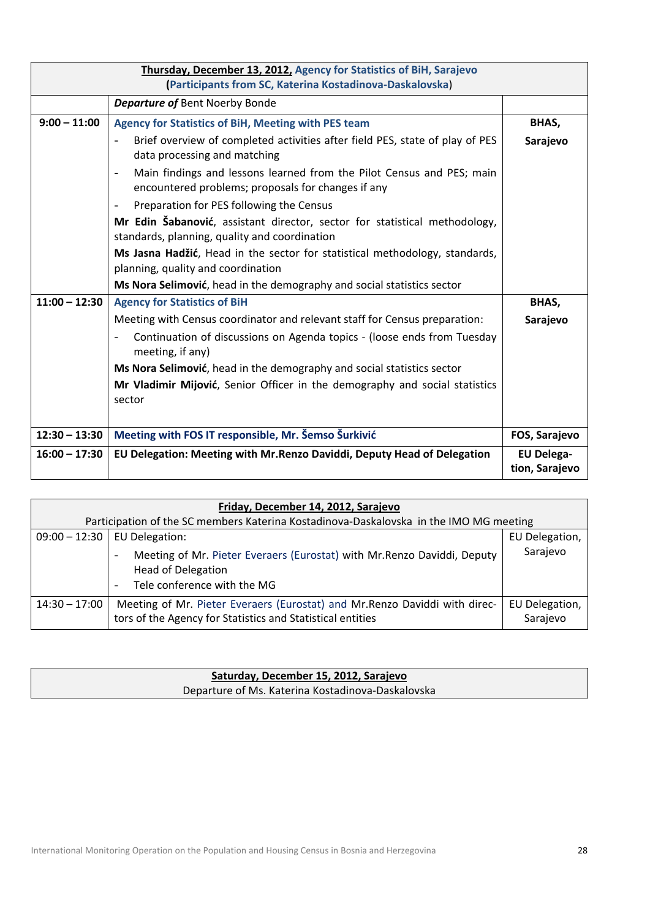| **Thursday, December 13, 2012, Agency for Statistics of BiH, Sarajevo** (**Participants from SC, Katerina Kostadinova-Daskalovska**) | | |
|---|---|---|
| | ***Departure of*** Bent Noerby Bonde | |
| **9:00 – 11:00** | **Agency for Statistics of BiH, Meeting with PES team**<br>- Brief overview of completed activities after field PES, state of play of PES data processing and matching<br>- Main findings and lessons learned from the Pilot Census and PES; main encountered problems; proposals for changes if any<br>- Preparation for PES following the Census<br>**Mr Edin Šabanović**, assistant director, sector for statistical methodology, standards, planning, quality and coordination<br>**Ms Jasna Hadžić**, Head in the sector for statistical methodology, standards, planning, quality and coordination<br>**Ms Nora Selimović**, head in the demography and social statistics sector | **BHAS, Sarajevo** |
| **11:00 – 12:30** | **Agency for Statistics of BiH**<br>Meeting with Census coordinator and relevant staff for Census preparation:<br>- Continuation of discussions on Agenda topics - (loose ends from Tuesday meeting, if any)<br>**Ms Nora Selimović**, head in the demography and social statistics sector<br>**Mr Vladimir Mijović**, Senior Officer in the demography and social statistics sector | **BHAS, Sarajevo** |
| **12:30 – 13:30** | **Meeting with FOS IT responsible, Mr. Šemso Šurkivić** | **FOS, Sarajevo** |
| **16:00 – 17:30** | **EU Delegation: Meeting with Mr.Renzo Daviddi, Deputy Head of Delegation** | **EU Delega-tion, Sarajevo** |

| **Friday, December 14, 2012, Sarajevo**<br>Participation of the SC members Katerina Kostadinova-Daskalovska in the IMO MG meeting | | |
|---|---|---|
| 09:00 – 12:30 | EU Delegation:<br>- Meeting of Mr. Pieter Everaers (Eurostat) with Mr.Renzo Daviddi, Deputy Head of Delegation<br>- Tele conference with the MG | EU Delegation, Sarajevo |
| 14:30 – 17:00 | Meeting of Mr. Pieter Everaers (Eurostat) and Mr.Renzo Daviddi with directors of the Agency for Statistics and Statistical entities | EU Delegation, Sarajevo |

| **Saturday, December 15, 2012, Sarajevo**<br>Departure of Ms. Katerina Kostadinova-Daskalovska |
|---|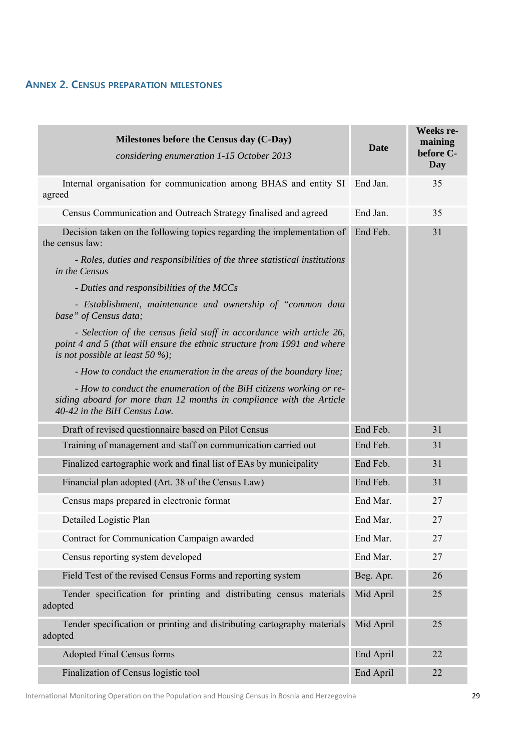## Annex 2. Census preparation milestones

| **Milestones before the Census day (C-Day)**<br>*considering enumeration 1-15 October 2013* | **Date** | **Weeks remaining before C-Day** |
|---|---|---|
| Internal organisation for communication among BHAS and entity SI agreed | End Jan. | 35 |
| Census Communication and Outreach Strategy finalised and agreed | End Jan. | 35 |
| Decision taken on the following topics regarding the implementation of the census law:<br>*- Roles, duties and responsibilities of the three statistical institutions in the Census*<br>*- Duties and responsibilities of the MCCs*<br>*- Establishment, maintenance and ownership of "common data base" of Census data;*<br>*- Selection of the census field staff in accordance with article 26, point 4 and 5 (that will ensure the ethnic structure from 1991 and where is not possible at least 50 %);*<br>*- How to conduct the enumeration in the areas of the boundary line;*<br>*- How to conduct the enumeration of the BiH citizens working or residing aboard for more than 12 months in compliance with the Article 40-42 in the BiH Census Law.* | End Feb. | 31 |
| Draft of revised questionnaire based on Pilot Census | End Feb. | 31 |
| Training of management and staff on communication carried out | End Feb. | 31 |
| Finalized cartographic work and final list of EAs by municipality | End Feb. | 31 |
| Financial plan adopted (Art. 38 of the Census Law) | End Feb. | 31 |
| Census maps prepared in electronic format | End Mar. | 27 |
| Detailed Logistic Plan | End Mar. | 27 |
| Contract for Communication Campaign awarded | End Mar. | 27 |
| Census reporting system developed | End Mar. | 27 |
| Field Test of the revised Census Forms and reporting system | Beg. Apr. | 26 |
| Tender specification for printing and distributing census materials adopted | Mid April | 25 |
| Tender specification or printing and distributing cartography materials adopted | Mid April | 25 |
| Adopted Final Census forms | End April | 22 |
| Finalization of Census logistic tool | End April | 22 |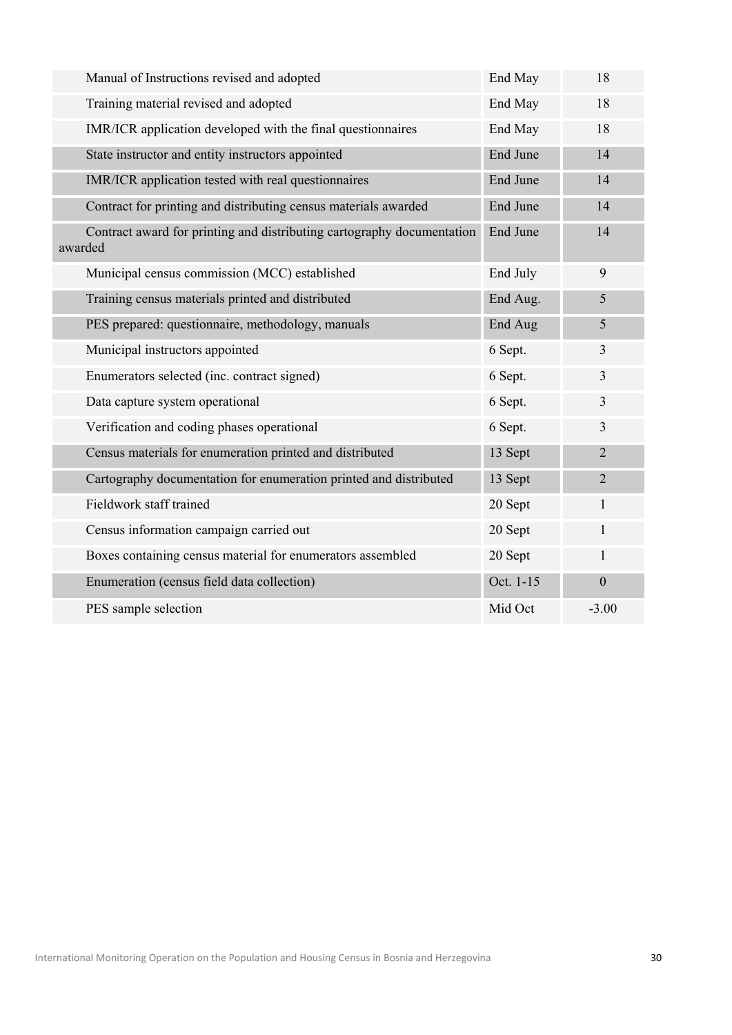| | | |
|---|---|---|
| Manual of Instructions revised and adopted | End May | 18 |
| Training material revised and adopted | End May | 18 |
| IMR/ICR application developed with the final questionnaires | End May | 18 |
| State instructor and entity instructors appointed | End June | 14 |
| IMR/ICR application tested with real questionnaires | End June | 14 |
| Contract for printing and distributing census materials awarded | End June | 14 |
| Contract award for printing and distributing cartography documentation awarded | End June | 14 |
| Municipal census commission (MCC) established | End July | 9 |
| Training census materials printed and distributed | End Aug. | 5 |
| PES prepared: questionnaire, methodology, manuals | End Aug | 5 |
| Municipal instructors appointed | 6 Sept. | 3 |
| Enumerators selected (inc. contract signed) | 6 Sept. | 3 |
| Data capture system operational | 6 Sept. | 3 |
| Verification and coding phases operational | 6 Sept. | 3 |
| Census materials for enumeration printed and distributed | 13 Sept | 2 |
| Cartography documentation for enumeration printed and distributed | 13 Sept | 2 |
| Fieldwork staff trained | 20 Sept | 1 |
| Census information campaign carried out | 20 Sept | 1 |
| Boxes containing census material for enumerators assembled | 20 Sept | 1 |
| Enumeration (census field data collection) | Oct. 1-15 | 0 |
| PES sample selection | Mid Oct | -3.00 |